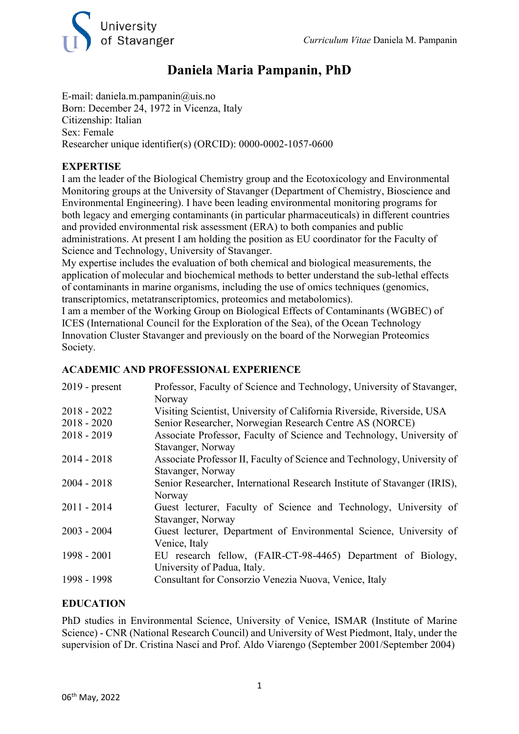# Daniela Maria Pampanin, PhD

E-mail: daniela.m.pampanin@uis.no
Born: December 24, 1972 in Vicenza, Italy
Citizenship: Italian
Sex: Female
Researcher unique identifier(s) (ORCID): 0000-0002-1057-0600

## EXPERTISE

I am the leader of the Biological Chemistry group and the Ecotoxicology and Environmental Monitoring groups at the University of Stavanger (Department of Chemistry, Bioscience and Environmental Engineering). I have been leading environmental monitoring programs for both legacy and emerging contaminants (in particular pharmaceuticals) in different countries and provided environmental risk assessment (ERA) to both companies and public administrations. At present I am holding the position as EU coordinator for the Faculty of Science and Technology, University of Stavanger.
My expertise includes the evaluation of both chemical and biological measurements, the application of molecular and biochemical methods to better understand the sub-lethal effects of contaminants in marine organisms, including the use of omics techniques (genomics, transcriptomics, metatranscriptomics, proteomics and metabolomics).
I am a member of the Working Group on Biological Effects of Contaminants (WGBEC) of ICES (International Council for the Exploration of the Sea), of the Ocean Technology Innovation Cluster Stavanger and previously on the board of the Norwegian Proteomics Society.

## ACADEMIC AND PROFESSIONAL EXPERIENCE

| | |
|---|---|
| 2019 - present | Professor, Faculty of Science and Technology, University of Stavanger, Norway |
| 2018 - 2022 | Visiting Scientist, University of California Riverside, Riverside, USA |
| 2018 - 2020 | Senior Researcher, Norwegian Research Centre AS (NORCE) |
| 2018 - 2019 | Associate Professor, Faculty of Science and Technology, University of Stavanger, Norway |
| 2014 - 2018 | Associate Professor II, Faculty of Science and Technology, University of Stavanger, Norway |
| 2004 - 2018 | Senior Researcher, International Research Institute of Stavanger (IRIS), Norway |
| 2011 - 2014 | Guest lecturer, Faculty of Science and Technology, University of Stavanger, Norway |
| 2003 - 2004 | Guest lecturer, Department of Environmental Science, University of Venice, Italy |
| 1998 - 2001 | EU research fellow, (FAIR-CT-98-4465) Department of Biology, University of Padua, Italy. |
| 1998 - 1998 | Consultant for Consorzio Venezia Nuova, Venice, Italy |

## EDUCATION

PhD studies in Environmental Science, University of Venice, ISMAR (Institute of Marine Science) - CNR (National Research Council) and University of West Piedmont, Italy, under the supervision of Dr. Cristina Nasci and Prof. Aldo Viarengo (September 2001/September 2004)

06th May, 2022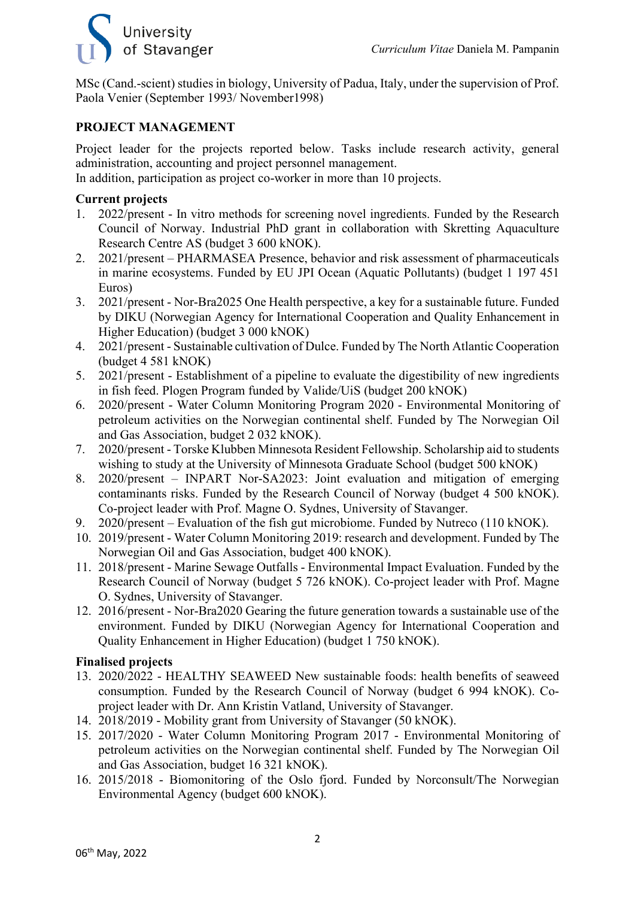MSc (Cand.-scient) studies in biology, University of Padua, Italy, under the supervision of Prof. Paola Venier (September 1993/ November1998)

## PROJECT MANAGEMENT

Project leader for the projects reported below. Tasks include research activity, general administration, accounting and project personnel management.
In addition, participation as project co-worker in more than 10 projects.

### Current projects

1. 2022/present - In vitro methods for screening novel ingredients. Funded by the Research Council of Norway. Industrial PhD grant in collaboration with Skretting Aquaculture Research Centre AS (budget 3 600 kNOK).
2. 2021/present – PHARMASEA Presence, behavior and risk assessment of pharmaceuticals in marine ecosystems. Funded by EU JPI Ocean (Aquatic Pollutants) (budget 1 197 451 Euros)
3. 2021/present - Nor-Bra2025 One Health perspective, a key for a sustainable future. Funded by DIKU (Norwegian Agency for International Cooperation and Quality Enhancement in Higher Education) (budget 3 000 kNOK)
4. 2021/present - Sustainable cultivation of Dulce. Funded by The North Atlantic Cooperation (budget 4 581 kNOK)
5. 2021/present - Establishment of a pipeline to evaluate the digestibility of new ingredients in fish feed. Plogen Program funded by Valide/UiS (budget 200 kNOK)
6. 2020/present - Water Column Monitoring Program 2020 - Environmental Monitoring of petroleum activities on the Norwegian continental shelf. Funded by The Norwegian Oil and Gas Association, budget 2 032 kNOK).
7. 2020/present - Torske Klubben Minnesota Resident Fellowship. Scholarship aid to students wishing to study at the University of Minnesota Graduate School (budget 500 kNOK)
8. 2020/present – INPART Nor-SA2023: Joint evaluation and mitigation of emerging contaminants risks. Funded by the Research Council of Norway (budget 4 500 kNOK). Co-project leader with Prof. Magne O. Sydnes, University of Stavanger.
9. 2020/present – Evaluation of the fish gut microbiome. Funded by Nutreco (110 kNOK).
10. 2019/present - Water Column Monitoring 2019: research and development. Funded by The Norwegian Oil and Gas Association, budget 400 kNOK).
11. 2018/present - Marine Sewage Outfalls - Environmental Impact Evaluation. Funded by the Research Council of Norway (budget 5 726 kNOK). Co-project leader with Prof. Magne O. Sydnes, University of Stavanger.
12. 2016/present - Nor-Bra2020 Gearing the future generation towards a sustainable use of the environment. Funded by DIKU (Norwegian Agency for International Cooperation and Quality Enhancement in Higher Education) (budget 1 750 kNOK).

### Finalised projects

13. 2020/2022 - HEALTHY SEAWEED New sustainable foods: health benefits of seaweed consumption. Funded by the Research Council of Norway (budget 6 994 kNOK). Co-project leader with Dr. Ann Kristin Vatland, University of Stavanger.
14. 2018/2019 - Mobility grant from University of Stavanger (50 kNOK).
15. 2017/2020 - Water Column Monitoring Program 2017 - Environmental Monitoring of petroleum activities on the Norwegian continental shelf. Funded by The Norwegian Oil and Gas Association, budget 16 321 kNOK).
16. 2015/2018 - Biomonitoring of the Oslo fjord. Funded by Norconsult/The Norwegian Environmental Agency (budget 600 kNOK).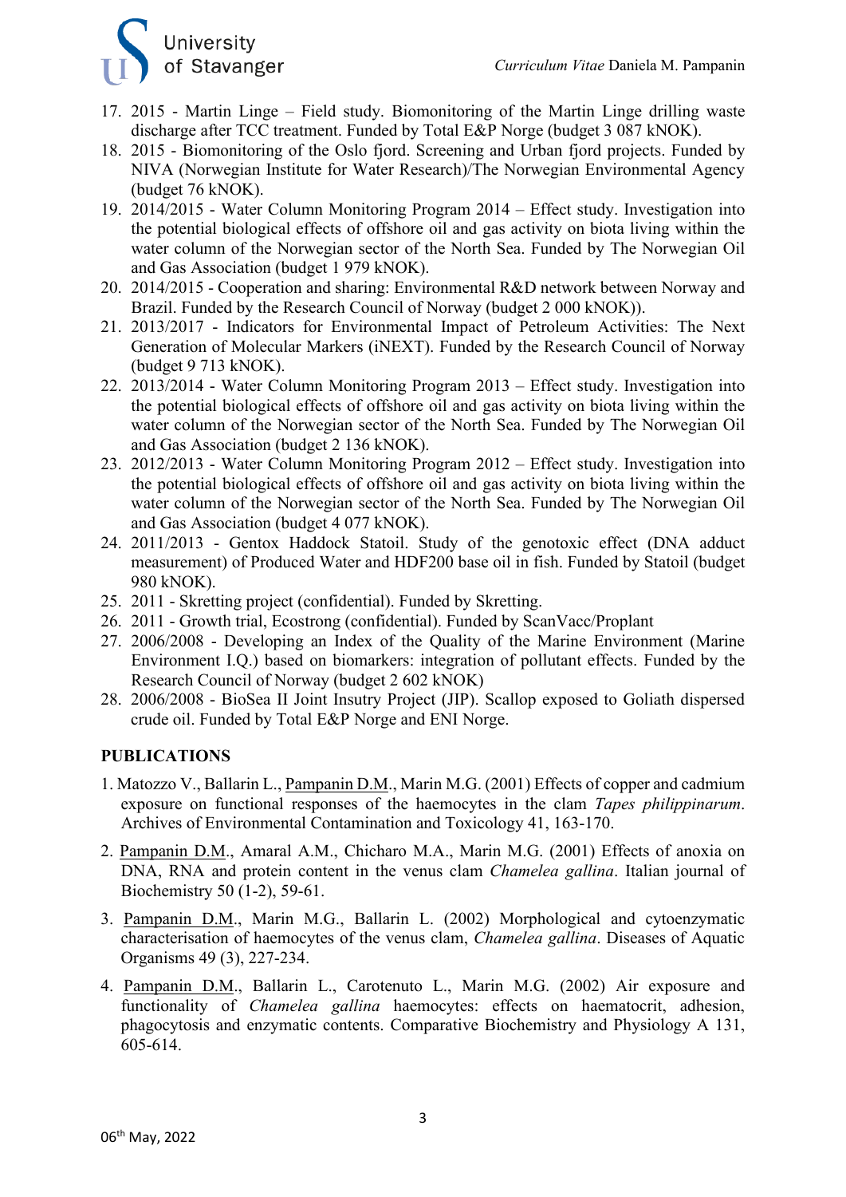17. 2015 - Martin Linge – Field study. Biomonitoring of the Martin Linge drilling waste discharge after TCC treatment. Funded by Total E&P Norge (budget 3 087 kNOK).
18. 2015 - Biomonitoring of the Oslo fjord. Screening and Urban fjord projects. Funded by NIVA (Norwegian Institute for Water Research)/The Norwegian Environmental Agency (budget 76 kNOK).
19. 2014/2015 - Water Column Monitoring Program 2014 – Effect study. Investigation into the potential biological effects of offshore oil and gas activity on biota living within the water column of the Norwegian sector of the North Sea. Funded by The Norwegian Oil and Gas Association (budget 1 979 kNOK).
20. 2014/2015 - Cooperation and sharing: Environmental R&D network between Norway and Brazil. Funded by the Research Council of Norway (budget 2 000 kNOK)).
21. 2013/2017 - Indicators for Environmental Impact of Petroleum Activities: The Next Generation of Molecular Markers (iNEXT). Funded by the Research Council of Norway (budget 9 713 kNOK).
22. 2013/2014 - Water Column Monitoring Program 2013 – Effect study. Investigation into the potential biological effects of offshore oil and gas activity on biota living within the water column of the Norwegian sector of the North Sea. Funded by The Norwegian Oil and Gas Association (budget 2 136 kNOK).
23. 2012/2013 - Water Column Monitoring Program 2012 – Effect study. Investigation into the potential biological effects of offshore oil and gas activity on biota living within the water column of the Norwegian sector of the North Sea. Funded by The Norwegian Oil and Gas Association (budget 4 077 kNOK).
24. 2011/2013 - Gentox Haddock Statoil. Study of the genotoxic effect (DNA adduct measurement) of Produced Water and HDF200 base oil in fish. Funded by Statoil (budget 980 kNOK).
25. 2011 - Skretting project (confidential). Funded by Skretting.
26. 2011 - Growth trial, Ecostrong (confidential). Funded by ScanVacc/Proplant
27. 2006/2008 - Developing an Index of the Quality of the Marine Environment (Marine Environment I.Q.) based on biomarkers: integration of pollutant effects. Funded by the Research Council of Norway (budget 2 602 kNOK)
28. 2006/2008 - BioSea II Joint Insutry Project (JIP). Scallop exposed to Goliath dispersed crude oil. Funded by Total E&P Norge and ENI Norge.

## PUBLICATIONS

1. Matozzo V., Ballarin L., Pampanin D.M., Marin M.G. (2001) Effects of copper and cadmium exposure on functional responses of the haemocytes in the clam *Tapes philippinarum*. Archives of Environmental Contamination and Toxicology 41, 163-170.

2. Pampanin D.M., Amaral A.M., Chicharo M.A., Marin M.G. (2001) Effects of anoxia on DNA, RNA and protein content in the venus clam *Chamelea gallina*. Italian journal of Biochemistry 50 (1-2), 59-61.

3. Pampanin D.M., Marin M.G., Ballarin L. (2002) Morphological and cytoenzymatic characterisation of haemocytes of the venus clam, *Chamelea gallina*. Diseases of Aquatic Organisms 49 (3), 227-234.

4. Pampanin D.M., Ballarin L., Carotenuto L., Marin M.G. (2002) Air exposure and functionality of *Chamelea gallina* haemocytes: effects on haematocrit, adhesion, phagocytosis and enzymatic contents. Comparative Biochemistry and Physiology A 131, 605-614.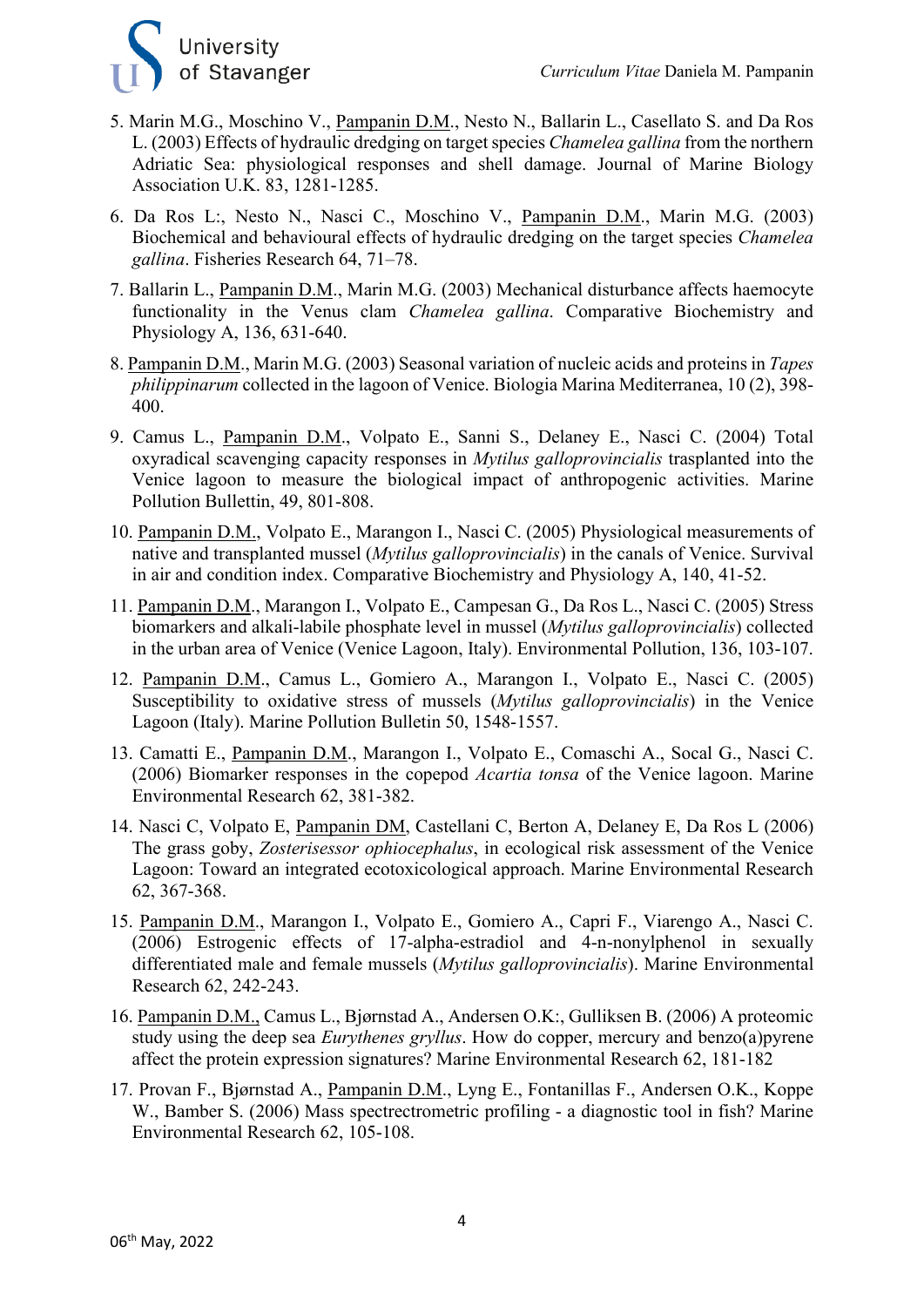5. Marin M.G., Moschino V., Pampanin D.M., Nesto N., Ballarin L., Casellato S. and Da Ros L. (2003) Effects of hydraulic dredging on target species *Chamelea gallina* from the northern Adriatic Sea: physiological responses and shell damage. Journal of Marine Biology Association U.K. 83, 1281-1285.

6. Da Ros L:, Nesto N., Nasci C., Moschino V., Pampanin D.M., Marin M.G. (2003) Biochemical and behavioural effects of hydraulic dredging on the target species *Chamelea gallina*. Fisheries Research 64, 71–78.

7. Ballarin L., Pampanin D.M., Marin M.G. (2003) Mechanical disturbance affects haemocyte functionality in the Venus clam *Chamelea gallina*. Comparative Biochemistry and Physiology A, 136, 631-640.

8. Pampanin D.M., Marin M.G. (2003) Seasonal variation of nucleic acids and proteins in *Tapes philippinarum* collected in the lagoon of Venice. Biologia Marina Mediterranea, 10 (2), 398-400.

9. Camus L., Pampanin D.M., Volpato E., Sanni S., Delaney E., Nasci C. (2004) Total oxyradical scavenging capacity responses in *Mytilus galloprovincialis* trasplanted into the Venice lagoon to measure the biological impact of anthropogenic activities. Marine Pollution Bullettin, 49, 801-808.

10. Pampanin D.M., Volpato E., Marangon I., Nasci C. (2005) Physiological measurements of native and transplanted mussel (*Mytilus galloprovincialis*) in the canals of Venice. Survival in air and condition index. Comparative Biochemistry and Physiology A, 140, 41-52.

11. Pampanin D.M., Marangon I., Volpato E., Campesan G., Da Ros L., Nasci C. (2005) Stress biomarkers and alkali-labile phosphate level in mussel (*Mytilus galloprovincialis*) collected in the urban area of Venice (Venice Lagoon, Italy). Environmental Pollution, 136, 103-107.

12. Pampanin D.M., Camus L., Gomiero A., Marangon I., Volpato E., Nasci C. (2005) Susceptibility to oxidative stress of mussels (*Mytilus galloprovincialis*) in the Venice Lagoon (Italy). Marine Pollution Bulletin 50, 1548-1557.

13. Camatti E., Pampanin D.M., Marangon I., Volpato E., Comaschi A., Socal G., Nasci C. (2006) Biomarker responses in the copepod *Acartia tonsa* of the Venice lagoon. Marine Environmental Research 62, 381-382.

14. Nasci C, Volpato E, Pampanin DM, Castellani C, Berton A, Delaney E, Da Ros L (2006) The grass goby, *Zosterisessor ophiocephalus*, in ecological risk assessment of the Venice Lagoon: Toward an integrated ecotoxicological approach. Marine Environmental Research 62, 367-368.

15. Pampanin D.M., Marangon I., Volpato E., Gomiero A., Capri F., Viarengo A., Nasci C. (2006) Estrogenic effects of 17-alpha-estradiol and 4-n-nonylphenol in sexually differentiated male and female mussels (*Mytilus galloprovincialis*). Marine Environmental Research 62, 242-243.

16. Pampanin D.M., Camus L., Bjørnstad A., Andersen O.K:, Gulliksen B. (2006) A proteomic study using the deep sea *Eurythenes gryllus*. How do copper, mercury and benzo(a)pyrene affect the protein expression signatures? Marine Environmental Research 62, 181-182

17. Provan F., Bjørnstad A., Pampanin D.M., Lyng E., Fontanillas F., Andersen O.K., Koppe W., Bamber S. (2006) Mass spectrectrometric profiling - a diagnostic tool in fish? Marine Environmental Research 62, 105-108.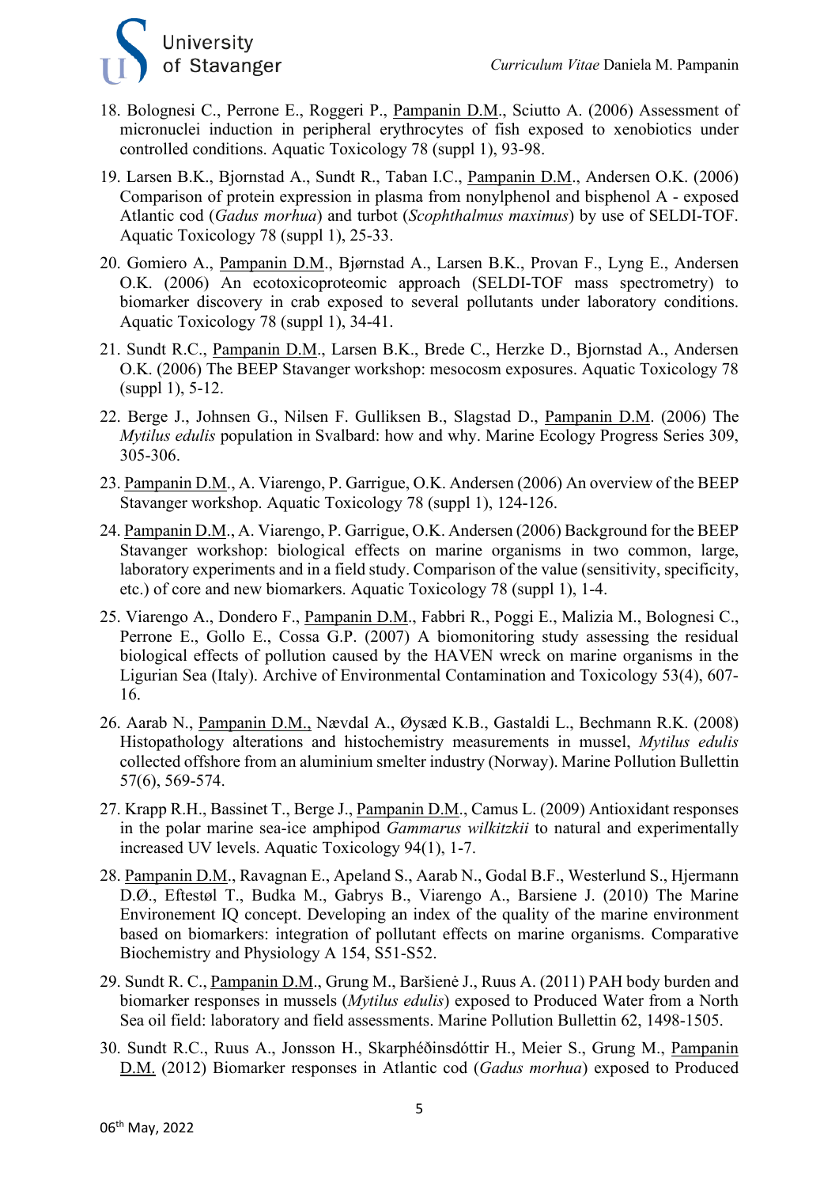18. Bolognesi C., Perrone E., Roggeri P., Pampanin D.M., Sciutto A. (2006) Assessment of micronuclei induction in peripheral erythrocytes of fish exposed to xenobiotics under controlled conditions. Aquatic Toxicology 78 (suppl 1), 93-98.

19. Larsen B.K., Bjornstad A., Sundt R., Taban I.C., Pampanin D.M., Andersen O.K. (2006) Comparison of protein expression in plasma from nonylphenol and bisphenol A - exposed Atlantic cod (*Gadus morhua*) and turbot (*Scophthalmus maximus*) by use of SELDI-TOF. Aquatic Toxicology 78 (suppl 1), 25-33.

20. Gomiero A., Pampanin D.M., Bjørnstad A., Larsen B.K., Provan F., Lyng E., Andersen O.K. (2006) An ecotoxicoproteomic approach (SELDI-TOF mass spectrometry) to biomarker discovery in crab exposed to several pollutants under laboratory conditions. Aquatic Toxicology 78 (suppl 1), 34-41.

21. Sundt R.C., Pampanin D.M., Larsen B.K., Brede C., Herzke D., Bjornstad A., Andersen O.K. (2006) The BEEP Stavanger workshop: mesocosm exposures. Aquatic Toxicology 78 (suppl 1), 5-12.

22. Berge J., Johnsen G., Nilsen F. Gulliksen B., Slagstad D., Pampanin D.M. (2006) The *Mytilus edulis* population in Svalbard: how and why. Marine Ecology Progress Series 309, 305-306.

23. Pampanin D.M., A. Viarengo, P. Garrigue, O.K. Andersen (2006) An overview of the BEEP Stavanger workshop. Aquatic Toxicology 78 (suppl 1), 124-126.

24. Pampanin D.M., A. Viarengo, P. Garrigue, O.K. Andersen (2006) Background for the BEEP Stavanger workshop: biological effects on marine organisms in two common, large, laboratory experiments and in a field study. Comparison of the value (sensitivity, specificity, etc.) of core and new biomarkers. Aquatic Toxicology 78 (suppl 1), 1-4.

25. Viarengo A., Dondero F., Pampanin D.M., Fabbri R., Poggi E., Malizia M., Bolognesi C., Perrone E., Gollo E., Cossa G.P. (2007) A biomonitoring study assessing the residual biological effects of pollution caused by the HAVEN wreck on marine organisms in the Ligurian Sea (Italy). Archive of Environmental Contamination and Toxicology 53(4), 607-16.

26. Aarab N., Pampanin D.M., Nævdal A., Øysæd K.B., Gastaldi L., Bechmann R.K. (2008) Histopathology alterations and histochemistry measurements in mussel, *Mytilus edulis* collected offshore from an aluminium smelter industry (Norway). Marine Pollution Bullettin 57(6), 569-574.

27. Krapp R.H., Bassinet T., Berge J., Pampanin D.M., Camus L. (2009) Antioxidant responses in the polar marine sea-ice amphipod *Gammarus wilkitzkii* to natural and experimentally increased UV levels. Aquatic Toxicology 94(1), 1-7.

28. Pampanin D.M., Ravagnan E., Apeland S., Aarab N., Godal B.F., Westerlund S., Hjermann D.Ø., Eftestøl T., Budka M., Gabrys B., Viarengo A., Barsiene J. (2010) The Marine Environement IQ concept. Developing an index of the quality of the marine environment based on biomarkers: integration of pollutant effects on marine organisms. Comparative Biochemistry and Physiology A 154, S51-S52.

29. Sundt R. C., Pampanin D.M., Grung M., Baršienė J., Ruus A. (2011) PAH body burden and biomarker responses in mussels (*Mytilus edulis*) exposed to Produced Water from a North Sea oil field: laboratory and field assessments. Marine Pollution Bullettin 62, 1498-1505.

30. Sundt R.C., Ruus A., Jonsson H., Skarphéðinsdóttir H., Meier S., Grung M., Pampanin D.M. (2012) Biomarker responses in Atlantic cod (*Gadus morhua*) exposed to Produced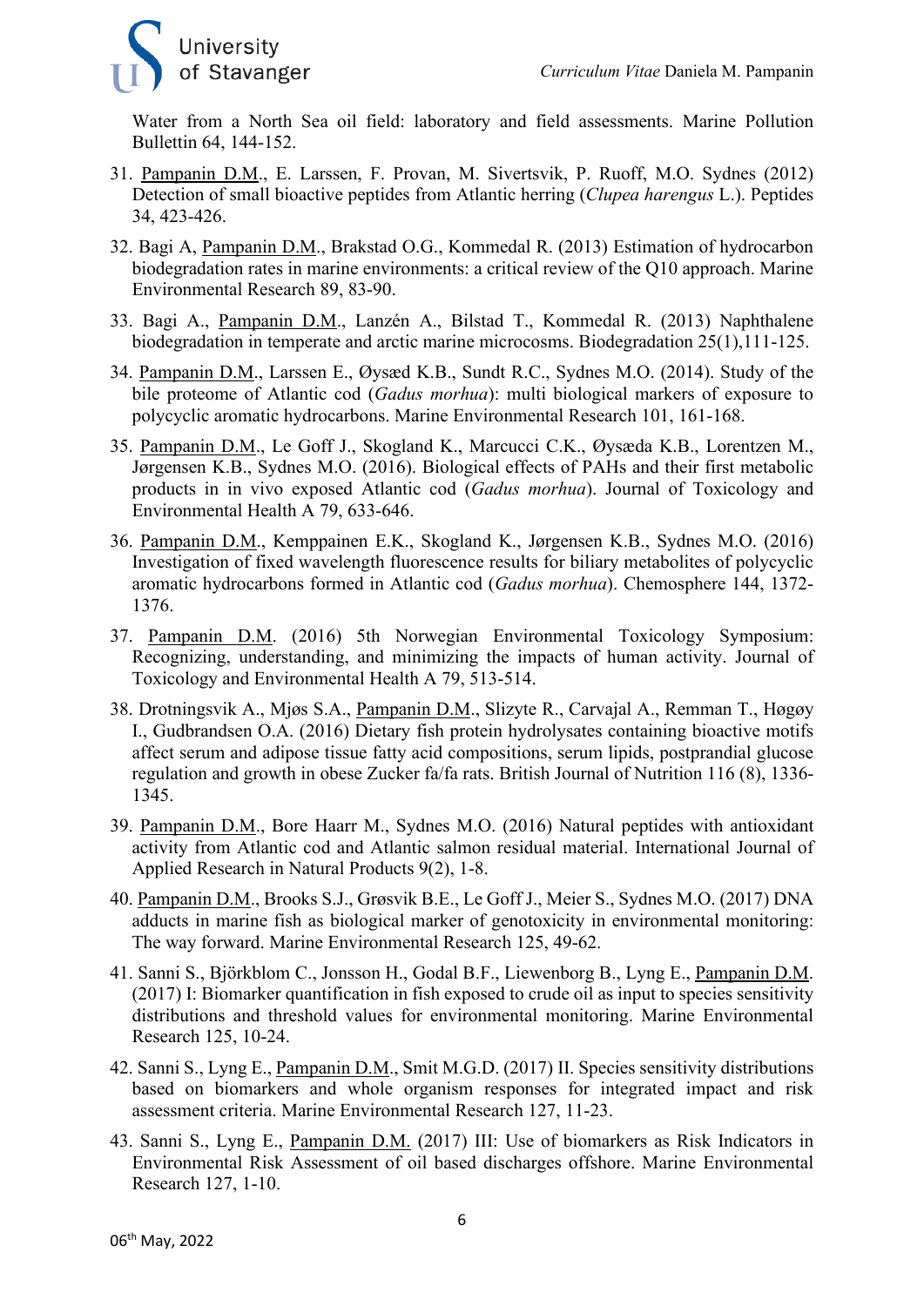Water from a North Sea oil field: laboratory and field assessments. Marine Pollution Bullettin 64, 144-152.

31. Pampanin D.M., E. Larssen, F. Provan, M. Sivertsvik, P. Ruoff, M.O. Sydnes (2012) Detection of small bioactive peptides from Atlantic herring (*Clupea harengus* L.). Peptides 34, 423-426.

32. Bagi A, Pampanin D.M., Brakstad O.G., Kommedal R. (2013) Estimation of hydrocarbon biodegradation rates in marine environments: a critical review of the Q10 approach. Marine Environmental Research 89, 83-90.

33. Bagi A., Pampanin D.M., Lanzén A., Bilstad T., Kommedal R. (2013) Naphthalene biodegradation in temperate and arctic marine microcosms. Biodegradation 25(1),111-125.

34. Pampanin D.M., Larssen E., Øysæd K.B., Sundt R.C., Sydnes M.O. (2014). Study of the bile proteome of Atlantic cod (*Gadus morhua*): multi biological markers of exposure to polycyclic aromatic hydrocarbons. Marine Environmental Research 101, 161-168.

35. Pampanin D.M., Le Goff J., Skogland K., Marcucci C.K., Øysæda K.B., Lorentzen M., Jørgensen K.B., Sydnes M.O. (2016). Biological effects of PAHs and their first metabolic products in in vivo exposed Atlantic cod (*Gadus morhua*). Journal of Toxicology and Environmental Health A 79, 633-646.

36. Pampanin D.M., Kemppainen E.K., Skogland K., Jørgensen K.B., Sydnes M.O. (2016) Investigation of fixed wavelength fluorescence results for biliary metabolites of polycyclic aromatic hydrocarbons formed in Atlantic cod (*Gadus morhua*). Chemosphere 144, 1372-1376.

37. Pampanin D.M. (2016) 5th Norwegian Environmental Toxicology Symposium: Recognizing, understanding, and minimizing the impacts of human activity. Journal of Toxicology and Environmental Health A 79, 513-514.

38. Drotningsvik A., Mjøs S.A., Pampanin D.M., Slizyte R., Carvajal A., Remman T., Høgøy I., Gudbrandsen O.A. (2016) Dietary fish protein hydrolysates containing bioactive motifs affect serum and adipose tissue fatty acid compositions, serum lipids, postprandial glucose regulation and growth in obese Zucker fa/fa rats. British Journal of Nutrition 116 (8), 1336-1345.

39. Pampanin D.M., Bore Haarr M., Sydnes M.O. (2016) Natural peptides with antioxidant activity from Atlantic cod and Atlantic salmon residual material. International Journal of Applied Research in Natural Products 9(2), 1-8.

40. Pampanin D.M., Brooks S.J., Grøsvik B.E., Le Goff J., Meier S., Sydnes M.O. (2017) DNA adducts in marine fish as biological marker of genotoxicity in environmental monitoring: The way forward. Marine Environmental Research 125, 49-62.

41. Sanni S., Björkblom C., Jonsson H., Godal B.F., Liewenborg B., Lyng E., Pampanin D.M. (2017) I: Biomarker quantification in fish exposed to crude oil as input to species sensitivity distributions and threshold values for environmental monitoring. Marine Environmental Research 125, 10-24.

42. Sanni S., Lyng E., Pampanin D.M., Smit M.G.D. (2017) II. Species sensitivity distributions based on biomarkers and whole organism responses for integrated impact and risk assessment criteria. Marine Environmental Research 127, 11-23.

43. Sanni S., Lyng E., Pampanin D.M. (2017) III: Use of biomarkers as Risk Indicators in Environmental Risk Assessment of oil based discharges offshore. Marine Environmental Research 127, 1-10.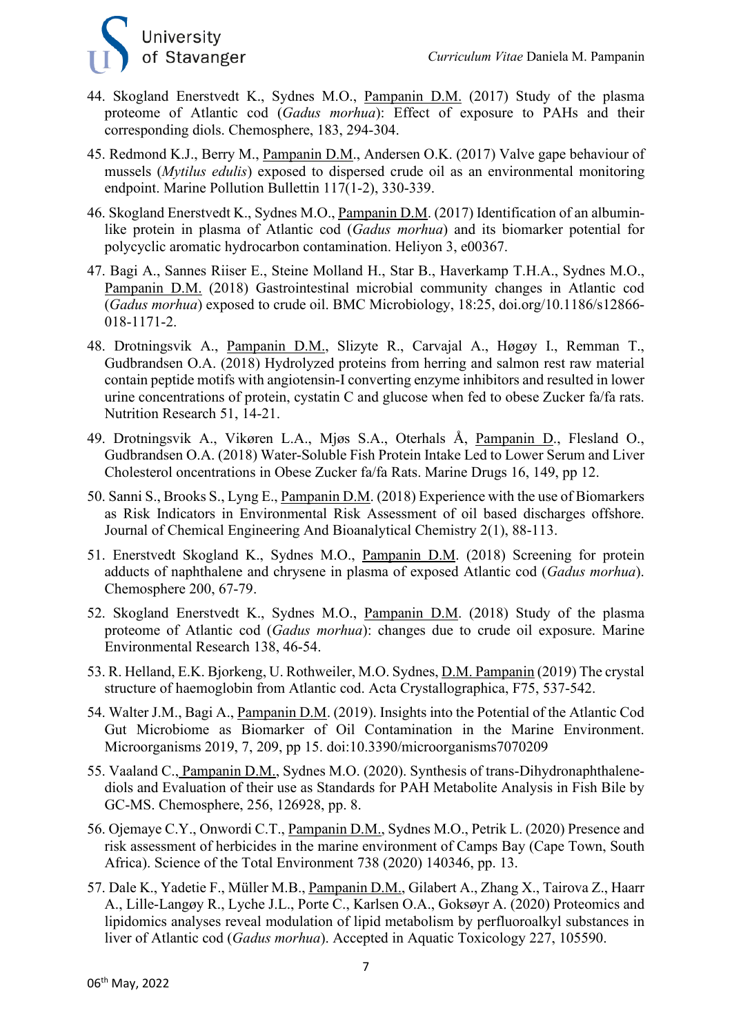44. Skogland Enerstvedt K., Sydnes M.O., Pampanin D.M. (2017) Study of the plasma proteome of Atlantic cod (*Gadus morhua*): Effect of exposure to PAHs and their corresponding diols. Chemosphere, 183, 294-304.

45. Redmond K.J., Berry M., Pampanin D.M., Andersen O.K. (2017) Valve gape behaviour of mussels (*Mytilus edulis*) exposed to dispersed crude oil as an environmental monitoring endpoint. Marine Pollution Bullettin 117(1-2), 330-339.

46. Skogland Enerstvedt K., Sydnes M.O., Pampanin D.M. (2017) Identification of an albumin-like protein in plasma of Atlantic cod (*Gadus morhua*) and its biomarker potential for polycyclic aromatic hydrocarbon contamination. Heliyon 3, e00367.

47. Bagi A., Sannes Riiser E., Steine Molland H., Star B., Haverkamp T.H.A., Sydnes M.O., Pampanin D.M. (2018) Gastrointestinal microbial community changes in Atlantic cod (*Gadus morhua*) exposed to crude oil. BMC Microbiology, 18:25, doi.org/10.1186/s12866-018-1171-2.

48. Drotningsvik A., Pampanin D.M., Slizyte R., Carvajal A., Høgøy I., Remman T., Gudbrandsen O.A. (2018) Hydrolyzed proteins from herring and salmon rest raw material contain peptide motifs with angiotensin-I converting enzyme inhibitors and resulted in lower urine concentrations of protein, cystatin C and glucose when fed to obese Zucker fa/fa rats. Nutrition Research 51, 14-21.

49. Drotningsvik A., Vikøren L.A., Mjøs S.A., Oterhals Å, Pampanin D., Flesland O., Gudbrandsen O.A. (2018) Water-Soluble Fish Protein Intake Led to Lower Serum and Liver Cholesterol oncentrations in Obese Zucker fa/fa Rats. Marine Drugs 16, 149, pp 12.

50. Sanni S., Brooks S., Lyng E., Pampanin D.M. (2018) Experience with the use of Biomarkers as Risk Indicators in Environmental Risk Assessment of oil based discharges offshore. Journal of Chemical Engineering And Bioanalytical Chemistry 2(1), 88-113.

51. Enerstvedt Skogland K., Sydnes M.O., Pampanin D.M. (2018) Screening for protein adducts of naphthalene and chrysene in plasma of exposed Atlantic cod (*Gadus morhua*). Chemosphere 200, 67-79.

52. Skogland Enerstvedt K., Sydnes M.O., Pampanin D.M. (2018) Study of the plasma proteome of Atlantic cod (*Gadus morhua*): changes due to crude oil exposure. Marine Environmental Research 138, 46-54.

53. R. Helland, E.K. Bjorkeng, U. Rothweiler, M.O. Sydnes, D.M. Pampanin (2019) The crystal structure of haemoglobin from Atlantic cod. Acta Crystallographica, F75, 537-542.

54. Walter J.M., Bagi A., Pampanin D.M. (2019). Insights into the Potential of the Atlantic Cod Gut Microbiome as Biomarker of Oil Contamination in the Marine Environment. Microorganisms 2019, 7, 209, pp 15. doi:10.3390/microorganisms7070209

55. Vaaland C., Pampanin D.M., Sydnes M.O. (2020). Synthesis of trans-Dihydronaphthalene-diols and Evaluation of their use as Standards for PAH Metabolite Analysis in Fish Bile by GC-MS. Chemosphere, 256, 126928, pp. 8.

56. Ojemaye C.Y., Onwordi C.T., Pampanin D.M., Sydnes M.O., Petrik L. (2020) Presence and risk assessment of herbicides in the marine environment of Camps Bay (Cape Town, South Africa). Science of the Total Environment 738 (2020) 140346, pp. 13.

57. Dale K., Yadetie F., Müller M.B., Pampanin D.M., Gilabert A., Zhang X., Tairova Z., Haarr A., Lille-Langøy R., Lyche J.L., Porte C., Karlsen O.A., Goksøyr A. (2020) Proteomics and lipidomics analyses reveal modulation of lipid metabolism by perfluoroalkyl substances in liver of Atlantic cod (*Gadus morhua*). Accepted in Aquatic Toxicology 227, 105590.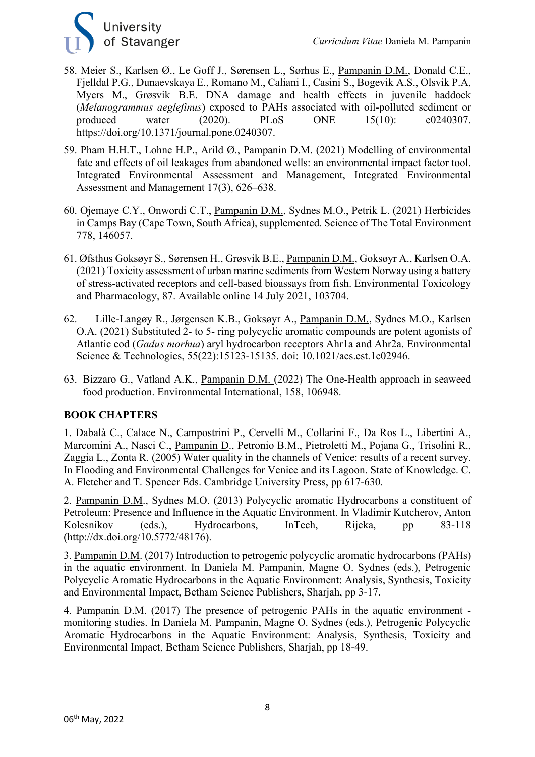58. Meier S., Karlsen Ø., Le Goff J., Sørensen L., Sørhus E., Pampanin D.M., Donald C.E., Fjelldal P.G., Dunaevskaya E., Romano M., Caliani I., Casini S., Bogevik A.S., Olsvik P.A, Myers M., Grøsvik B.E. DNA damage and health effects in juvenile haddock (*Melanogrammus aeglefinus*) exposed to PAHs associated with oil-polluted sediment or produced water (2020). PLoS ONE 15(10): e0240307. https://doi.org/10.1371/journal.pone.0240307.

59. Pham H.H.T., Lohne H.P., Arild Ø., Pampanin D.M. (2021) Modelling of environmental fate and effects of oil leakages from abandoned wells: an environmental impact factor tool. Integrated Environmental Assessment and Management, Integrated Environmental Assessment and Management 17(3), 626–638.

60. Ojemaye C.Y., Onwordi C.T., Pampanin D.M., Sydnes M.O., Petrik L. (2021) Herbicides in Camps Bay (Cape Town, South Africa), supplemented. Science of The Total Environment 778, 146057.

61. Øfsthus Goksøyr S., Sørensen H., Grøsvik B.E., Pampanin D.M., Goksøyr A., Karlsen O.A. (2021) Toxicity assessment of urban marine sediments from Western Norway using a battery of stress-activated receptors and cell-based bioassays from fish. Environmental Toxicology and Pharmacology, 87. Available online 14 July 2021, 103704.

62. Lille-Langøy R., Jørgensen K.B., Goksøyr A., Pampanin D.M., Sydnes M.O., Karlsen O.A. (2021) Substituted 2- to 5- ring polycyclic aromatic compounds are potent agonists of Atlantic cod (*Gadus morhua*) aryl hydrocarbon receptors Ahr1a and Ahr2a. Environmental Science & Technologies, 55(22):15123-15135. doi: 10.1021/acs.est.1c02946.

63. Bizzaro G., Vatland A.K., Pampanin D.M. (2022) The One-Health approach in seaweed food production. Environmental International, 158, 106948.

## BOOK CHAPTERS

1. Dabalà C., Calace N., Campostrini P., Cervelli M., Collarini F., Da Ros L., Libertini A., Marcomini A., Nasci C., Pampanin D., Petronio B.M., Pietroletti M., Pojana G., Trisolini R., Zaggia L., Zonta R. (2005) Water quality in the channels of Venice: results of a recent survey. In Flooding and Environmental Challenges for Venice and its Lagoon. State of Knowledge. C. A. Fletcher and T. Spencer Eds. Cambridge University Press, pp 617-630.

2. Pampanin D.M., Sydnes M.O. (2013) Polycyclic aromatic Hydrocarbons a constituent of Petroleum: Presence and Influence in the Aquatic Environment. In Vladimir Kutcherov, Anton Kolesnikov (eds.), Hydrocarbons, InTech, Rijeka, pp 83-118 (http://dx.doi.org/10.5772/48176).

3. Pampanin D.M. (2017) Introduction to petrogenic polycyclic aromatic hydrocarbons (PAHs) in the aquatic environment. In Daniela M. Pampanin, Magne O. Sydnes (eds.), Petrogenic Polycyclic Aromatic Hydrocarbons in the Aquatic Environment: Analysis, Synthesis, Toxicity and Environmental Impact, Betham Science Publishers, Sharjah, pp 3-17.

4. Pampanin D.M. (2017) The presence of petrogenic PAHs in the aquatic environment - monitoring studies. In Daniela M. Pampanin, Magne O. Sydnes (eds.), Petrogenic Polycyclic Aromatic Hydrocarbons in the Aquatic Environment: Analysis, Synthesis, Toxicity and Environmental Impact, Betham Science Publishers, Sharjah, pp 18-49.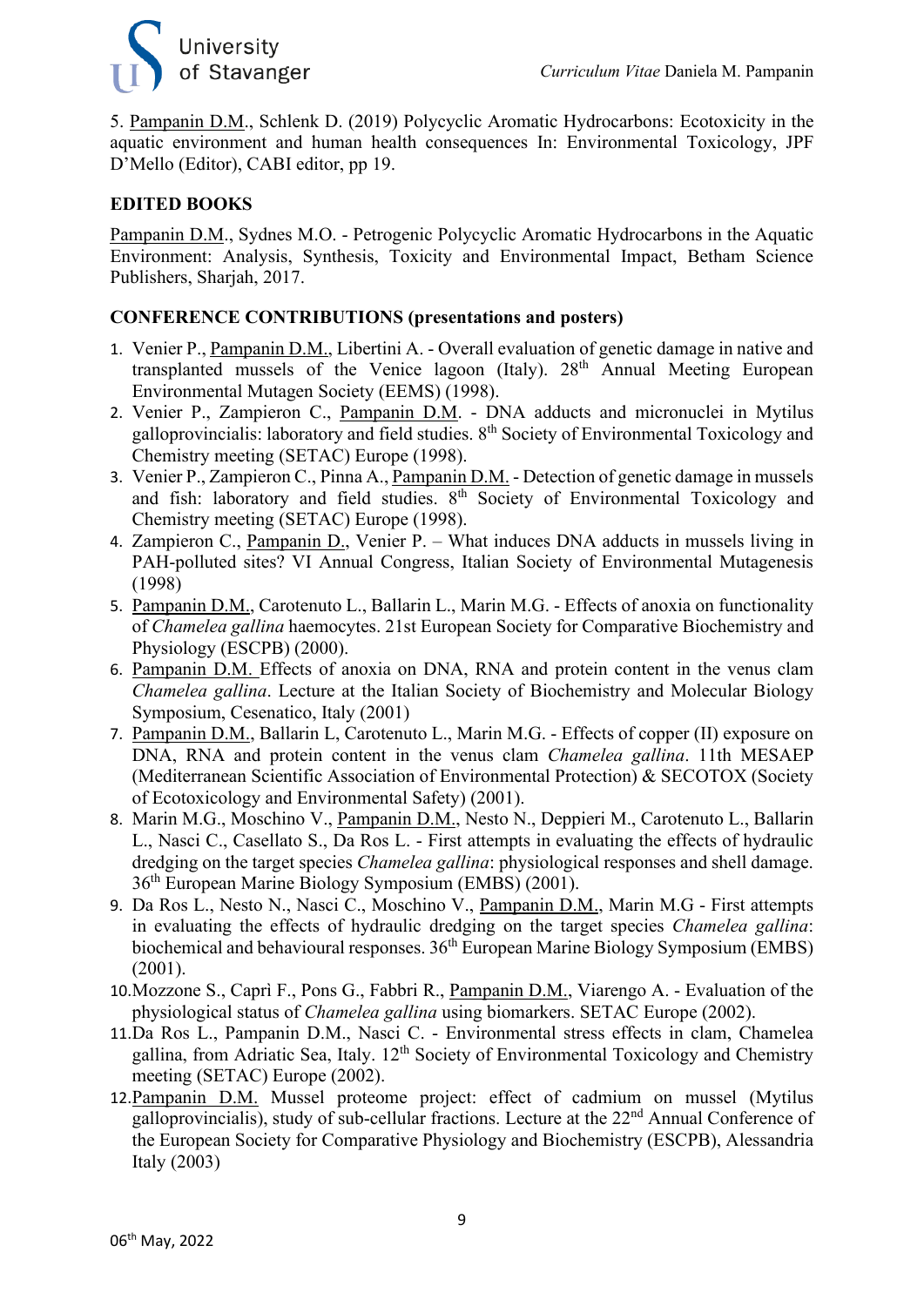5. Pampanin D.M., Schlenk D. (2019) Polycyclic Aromatic Hydrocarbons: Ecotoxicity in the aquatic environment and human health consequences In: Environmental Toxicology, JPF D'Mello (Editor), CABI editor, pp 19.

**EDITED BOOKS**

Pampanin D.M., Sydnes M.O. - Petrogenic Polycyclic Aromatic Hydrocarbons in the Aquatic Environment: Analysis, Synthesis, Toxicity and Environmental Impact, Betham Science Publishers, Sharjah, 2017.

**CONFERENCE CONTRIBUTIONS (presentations and posters)**

1. Venier P., Pampanin D.M., Libertini A. - Overall evaluation of genetic damage in native and transplanted mussels of the Venice lagoon (Italy). 28th Annual Meeting European Environmental Mutagen Society (EEMS) (1998).
2. Venier P., Zampieron C., Pampanin D.M. - DNA adducts and micronuclei in Mytilus galloprovincialis: laboratory and field studies. 8th Society of Environmental Toxicology and Chemistry meeting (SETAC) Europe (1998).
3. Venier P., Zampieron C., Pinna A., Pampanin D.M. - Detection of genetic damage in mussels and fish: laboratory and field studies. 8th Society of Environmental Toxicology and Chemistry meeting (SETAC) Europe (1998).
4. Zampieron C., Pampanin D., Venier P. – What induces DNA adducts in mussels living in PAH-polluted sites? VI Annual Congress, Italian Society of Environmental Mutagenesis (1998)
5. Pampanin D.M., Carotenuto L., Ballarin L., Marin M.G. - Effects of anoxia on functionality of *Chamelea gallina* haemocytes. 21st European Society for Comparative Biochemistry and Physiology (ESCPB) (2000).
6. Pampanin D.M. Effects of anoxia on DNA, RNA and protein content in the venus clam *Chamelea gallina*. Lecture at the Italian Society of Biochemistry and Molecular Biology Symposium, Cesenatico, Italy (2001)
7. Pampanin D.M., Ballarin L, Carotenuto L., Marin M.G. - Effects of copper (II) exposure on DNA, RNA and protein content in the venus clam *Chamelea gallina*. 11th MESAEP (Mediterranean Scientific Association of Environmental Protection) & SECOTOX (Society of Ecotoxicology and Environmental Safety) (2001).
8. Marin M.G., Moschino V., Pampanin D.M., Nesto N., Deppieri M., Carotenuto L., Ballarin L., Nasci C., Casellato S., Da Ros L. - First attempts in evaluating the effects of hydraulic dredging on the target species *Chamelea gallina*: physiological responses and shell damage. 36th European Marine Biology Symposium (EMBS) (2001).
9. Da Ros L., Nesto N., Nasci C., Moschino V., Pampanin D.M., Marin M.G - First attempts in evaluating the effects of hydraulic dredging on the target species *Chamelea gallina*: biochemical and behavioural responses. 36th European Marine Biology Symposium (EMBS) (2001).
10. Mozzone S., Caprì F., Pons G., Fabbri R., Pampanin D.M., Viarengo A. - Evaluation of the physiological status of *Chamelea gallina* using biomarkers. SETAC Europe (2002).
11. Da Ros L., Pampanin D.M., Nasci C. - Environmental stress effects in clam, Chamelea gallina, from Adriatic Sea, Italy. 12th Society of Environmental Toxicology and Chemistry meeting (SETAC) Europe (2002).
12. Pampanin D.M. Mussel proteome project: effect of cadmium on mussel (Mytilus galloprovincialis), study of sub-cellular fractions. Lecture at the 22nd Annual Conference of the European Society for Comparative Physiology and Biochemistry (ESCPB), Alessandria Italy (2003)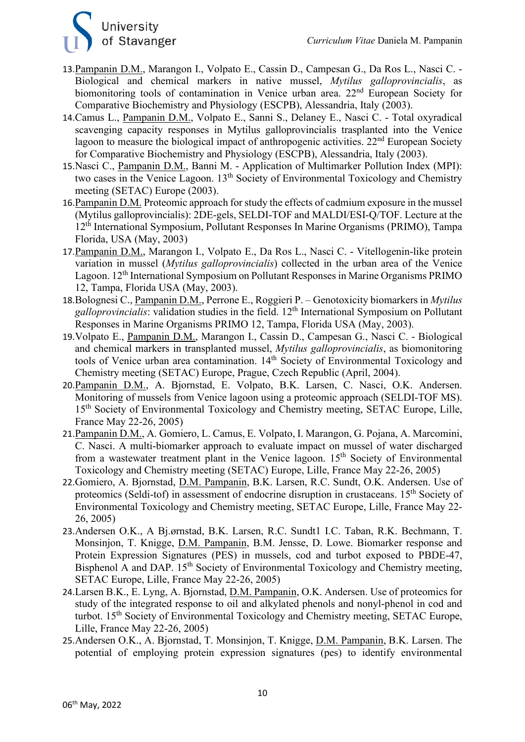13. <u>Pampanin D.M.</u>, Marangon I., Volpato E., Cassin D., Campesan G., Da Ros L., Nasci C. - Biological and chemical markers in native mussel, *Mytilus galloprovincialis*, as biomonitoring tools of contamination in Venice urban area. 22[nd] European Society for Comparative Biochemistry and Physiology (ESCPB), Alessandria, Italy (2003).
14. Camus L., <u>Pampanin D.M.</u>, Volpato E., Sanni S., Delaney E., Nasci C. - Total oxyradical scavenging capacity responses in Mytilus galloprovincialis trasplanted into the Venice lagoon to measure the biological impact of anthropogenic activities. 22[nd] European Society for Comparative Biochemistry and Physiology (ESCPB), Alessandria, Italy (2003).
15. Nasci C., <u>Pampanin D.M.</u>, Banni M. - Application of Multimarker Pollution Index (MPI): two cases in the Venice Lagoon. 13[th] Society of Environmental Toxicology and Chemistry meeting (SETAC) Europe (2003).
16. <u>Pampanin D.M.</u> Proteomic approach for study the effects of cadmium exposure in the mussel (Mytilus galloprovincialis): 2DE-gels, SELDI-TOF and MALDI/ESI-Q/TOF. Lecture at the 12[th] International Symposium, Pollutant Responses In Marine Organisms (PRIMO), Tampa Florida, USA (May, 2003)
17. <u>Pampanin D.M.</u>, Marangon I., Volpato E., Da Ros L., Nasci C. - Vitellogenin-like protein variation in mussel (*Mytilus galloprovincialis*) collected in the urban area of the Venice Lagoon. 12[th] International Symposium on Pollutant Responses in Marine Organisms PRIMO 12, Tampa, Florida USA (May, 2003).
18. Bolognesi C., <u>Pampanin D.M.</u>, Perrone E., Roggieri P. – Genotoxicity biomarkers in *Mytilus galloprovincialis*: validation studies in the field. 12[th] International Symposium on Pollutant Responses in Marine Organisms PRIMO 12, Tampa, Florida USA (May, 2003).
19. Volpato E., <u>Pampanin D.M.</u>, Marangon I., Cassin D., Campesan G., Nasci C. - Biological and chemical markers in transplanted mussel, *Mytilus galloprovincialis*, as biomonitoring tools of Venice urban area contamination. 14[th] Society of Environmental Toxicology and Chemistry meeting (SETAC) Europe, Prague, Czech Republic (April, 2004).
20. <u>Pampanin D.M.</u>, A. Bjornstad, E. Volpato, B.K. Larsen, C. Nasci, O.K. Andersen. Monitoring of mussels from Venice lagoon using a proteomic approach (SELDI-TOF MS). 15[th] Society of Environmental Toxicology and Chemistry meeting, SETAC Europe, Lille, France May 22-26, 2005)
21. <u>Pampanin D.M.</u>, A. Gomiero, L. Camus, E. Volpato, I. Marangon, G. Pojana, A. Marcomini, C. Nasci. A multi-biomarker approach to evaluate impact on mussel of water discharged from a wastewater treatment plant in the Venice lagoon. 15[th] Society of Environmental Toxicology and Chemistry meeting (SETAC) Europe, Lille, France May 22-26, 2005)
22. Gomiero, A. Bjornstad, <u>D.M. Pampanin</u>, B.K. Larsen, R.C. Sundt, O.K. Andersen. Use of proteomics (Seldi-tof) in assessment of endocrine disruption in crustaceans. 15[th] Society of Environmental Toxicology and Chemistry meeting, SETAC Europe, Lille, France May 22-26, 2005)
23. Andersen O.K., A Bj.ørnstad, B.K. Larsen, R.C. Sundt1 I.C. Taban, R.K. Bechmann, T. Monsinjon, T. Knigge, <u>D.M. Pampanin</u>, B.M. Jensse, D. Lowe. Biomarker response and Protein Expression Signatures (PES) in mussels, cod and turbot exposed to PBDE-47, Bisphenol A and DAP. 15[th] Society of Environmental Toxicology and Chemistry meeting, SETAC Europe, Lille, France May 22-26, 2005)
24. Larsen B.K., E. Lyng, A. Bjornstad, <u>D.M. Pampanin</u>, O.K. Andersen. Use of proteomics for study of the integrated response to oil and alkylated phenols and nonyl-phenol in cod and turbot. 15[th] Society of Environmental Toxicology and Chemistry meeting, SETAC Europe, Lille, France May 22-26, 2005)
25. Andersen O.K., A. Bjornstad, T. Monsinjon, T. Knigge, <u>D.M. Pampanin</u>, B.K. Larsen. The potential of employing protein expression signatures (pes) to identify environmental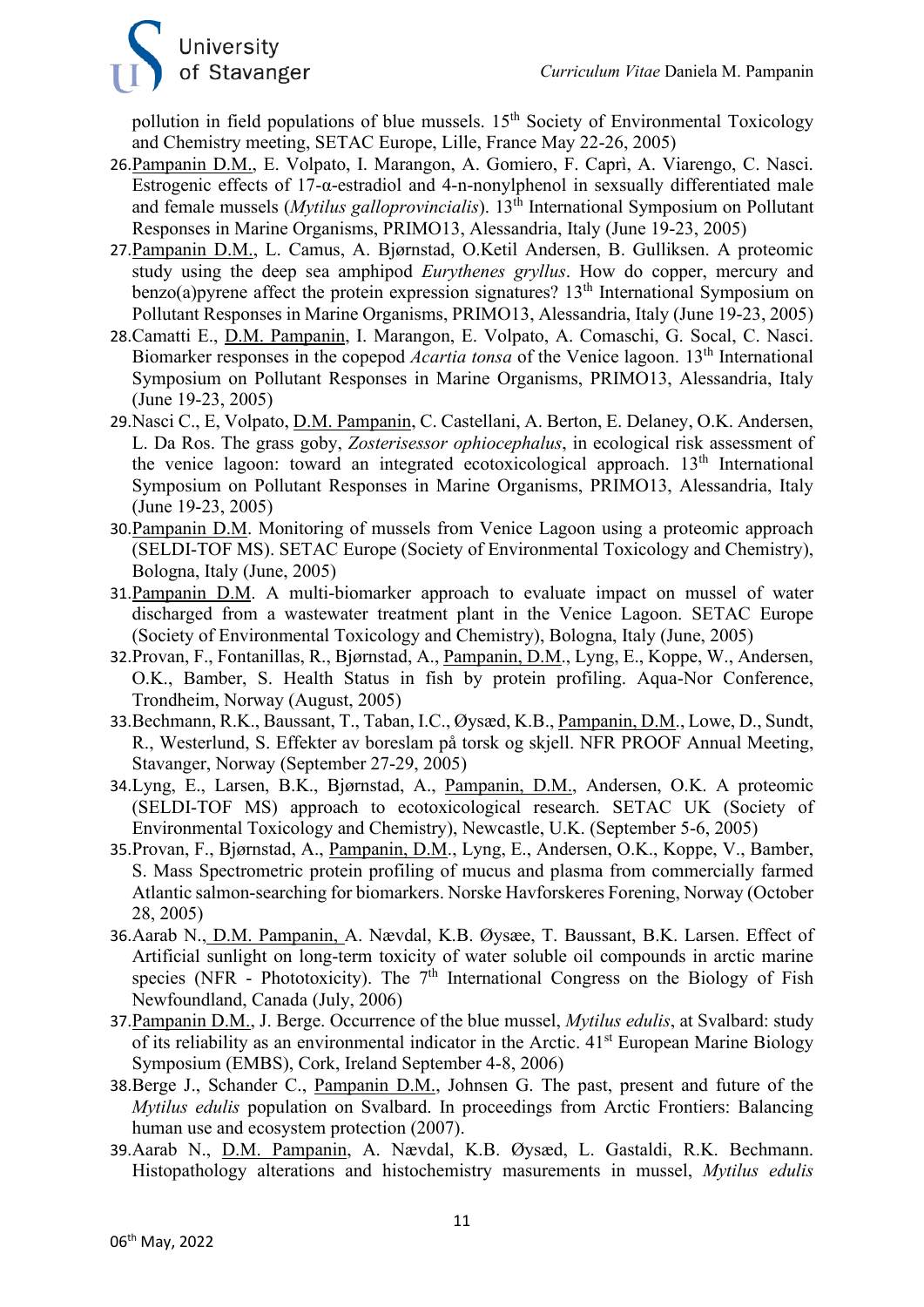pollution in field populations of blue mussels. 15th Society of Environmental Toxicology and Chemistry meeting, SETAC Europe, Lille, France May 22-26, 2005)

26. Pampanin D.M., E. Volpato, I. Marangon, A. Gomiero, F. Caprì, A. Viarengo, C. Nasci. Estrogenic effects of 17-α-estradiol and 4-n-nonylphenol in sexsually differentiated male and female mussels (*Mytilus galloprovincialis*). 13th International Symposium on Pollutant Responses in Marine Organisms, PRIMO13, Alessandria, Italy (June 19-23, 2005)
27. Pampanin D.M., L. Camus, A. Bjørnstad, O.Ketil Andersen, B. Gulliksen. A proteomic study using the deep sea amphipod *Eurythenes gryllus*. How do copper, mercury and benzo(a)pyrene affect the protein expression signatures? 13th International Symposium on Pollutant Responses in Marine Organisms, PRIMO13, Alessandria, Italy (June 19-23, 2005)
28. Camatti E., D.M. Pampanin, I. Marangon, E. Volpato, A. Comaschi, G. Socal, C. Nasci. Biomarker responses in the copepod *Acartia tonsa* of the Venice lagoon. 13th International Symposium on Pollutant Responses in Marine Organisms, PRIMO13, Alessandria, Italy (June 19-23, 2005)
29. Nasci C., E, Volpato, D.M. Pampanin, C. Castellani, A. Berton, E. Delaney, O.K. Andersen, L. Da Ros. The grass goby, *Zosterisessor ophiocephalus*, in ecological risk assessment of the venice lagoon: toward an integrated ecotoxicological approach. 13th International Symposium on Pollutant Responses in Marine Organisms, PRIMO13, Alessandria, Italy (June 19-23, 2005)
30. Pampanin D.M. Monitoring of mussels from Venice Lagoon using a proteomic approach (SELDI-TOF MS). SETAC Europe (Society of Environmental Toxicology and Chemistry), Bologna, Italy (June, 2005)
31. Pampanin D.M. A multi-biomarker approach to evaluate impact on mussel of water discharged from a wastewater treatment plant in the Venice Lagoon. SETAC Europe (Society of Environmental Toxicology and Chemistry), Bologna, Italy (June, 2005)
32. Provan, F., Fontanillas, R., Bjørnstad, A., Pampanin, D.M., Lyng, E., Koppe, W., Andersen, O.K., Bamber, S. Health Status in fish by protein profiling. Aqua-Nor Conference, Trondheim, Norway (August, 2005)
33. Bechmann, R.K., Baussant, T., Taban, I.C., Øysæd, K.B., Pampanin, D.M., Lowe, D., Sundt, R., Westerlund, S. Effekter av boreslam på torsk og skjell. NFR PROOF Annual Meeting, Stavanger, Norway (September 27-29, 2005)
34. Lyng, E., Larsen, B.K., Bjørnstad, A., Pampanin, D.M., Andersen, O.K. A proteomic (SELDI-TOF MS) approach to ecotoxicological research. SETAC UK (Society of Environmental Toxicology and Chemistry), Newcastle, U.K. (September 5-6, 2005)
35. Provan, F., Bjørnstad, A., Pampanin, D.M., Lyng, E., Andersen, O.K., Koppe, V., Bamber, S. Mass Spectrometric protein profiling of mucus and plasma from commercially farmed Atlantic salmon-searching for biomarkers. Norske Havforskeres Forening, Norway (October 28, 2005)
36. Aarab N., D.M. Pampanin, A. Nævdal, K.B. Øysæe, T. Baussant, B.K. Larsen. Effect of Artificial sunlight on long-term toxicity of water soluble oil compounds in arctic marine species (NFR - Phototoxicity). The 7th International Congress on the Biology of Fish Newfoundland, Canada (July, 2006)
37. Pampanin D.M., J. Berge. Occurrence of the blue mussel, *Mytilus edulis*, at Svalbard: study of its reliability as an environmental indicator in the Arctic. 41st European Marine Biology Symposium (EMBS), Cork, Ireland September 4-8, 2006)
38. Berge J., Schander C., Pampanin D.M., Johnsen G. The past, present and future of the *Mytilus edulis* population on Svalbard. In proceedings from Arctic Frontiers: Balancing human use and ecosystem protection (2007).
39. Aarab N., D.M. Pampanin, A. Nævdal, K.B. Øysæd, L. Gastaldi, R.K. Bechmann. Histopathology alterations and histochemistry masurements in mussel, *Mytilus edulis*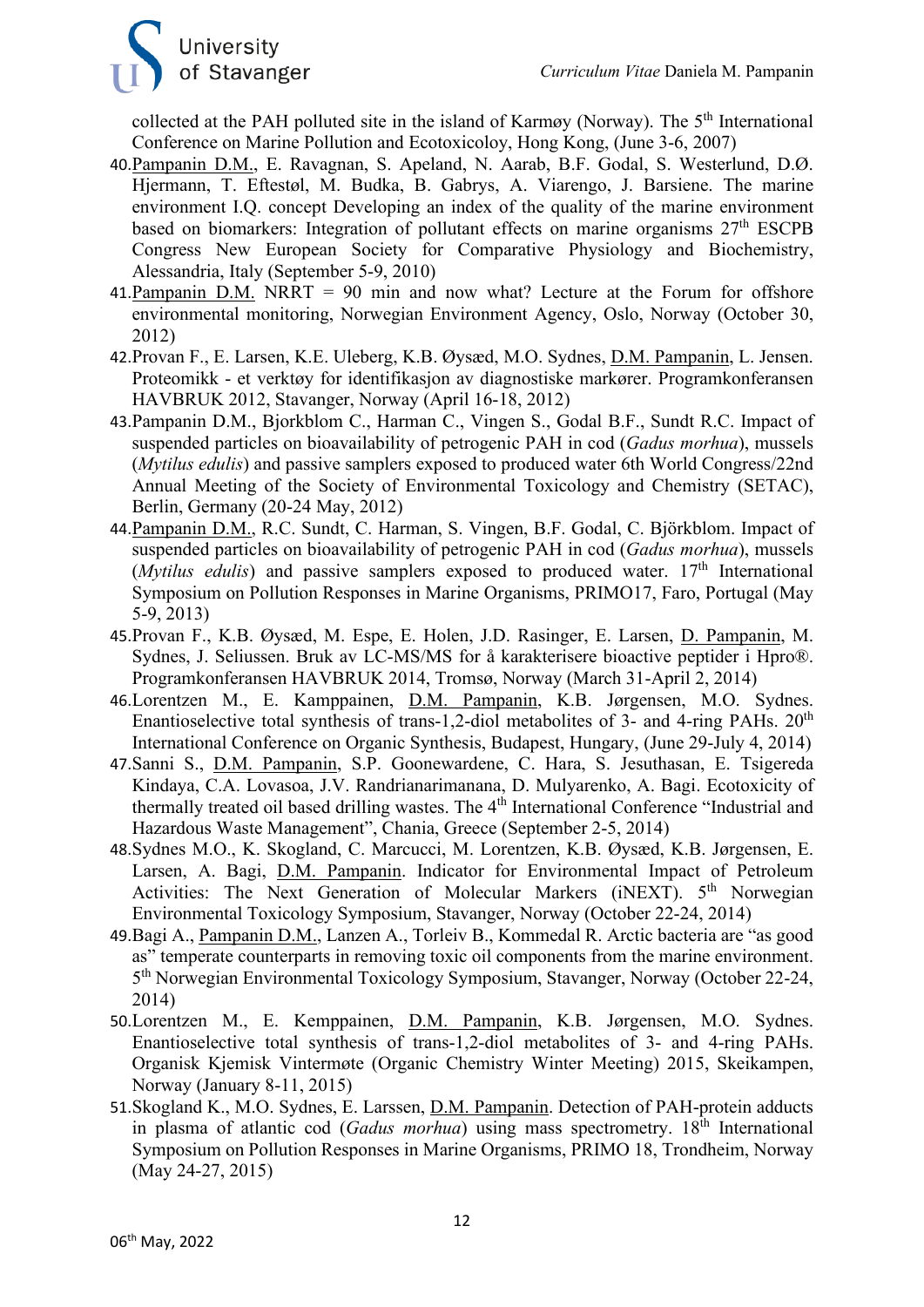collected at the PAH polluted site in the island of Karmøy (Norway). The 5th International Conference on Marine Pollution and Ecotoxicoloy, Hong Kong, (June 3-6, 2007)

40. <u>Pampanin D.M.</u>, E. Ravagnan, S. Apeland, N. Aarab, B.F. Godal, S. Westerlund, D.Ø. Hjermann, T. Eftestøl, M. Budka, B. Gabrys, A. Viarengo, J. Barsiene. The marine environment I.Q. concept Developing an index of the quality of the marine environment based on biomarkers: Integration of pollutant effects on marine organisms 27th ESCPB Congress New European Society for Comparative Physiology and Biochemistry, Alessandria, Italy (September 5-9, 2010)
41. <u>Pampanin D.M.</u> NRRT = 90 min and now what? Lecture at the Forum for offshore environmental monitoring, Norwegian Environment Agency, Oslo, Norway (October 30, 2012)
42. Provan F., E. Larsen, K.E. Uleberg, K.B. Øysæd, M.O. Sydnes, <u>D.M. Pampanin</u>, L. Jensen. Proteomikk - et verktøy for identifikasjon av diagnostiske markører. Programkonferansen HAVBRUK 2012, Stavanger, Norway (April 16-18, 2012)
43. Pampanin D.M., Bjorkblom C., Harman C., Vingen S., Godal B.F., Sundt R.C. Impact of suspended particles on bioavailability of petrogenic PAH in cod (*Gadus morhua*), mussels (*Mytilus edulis*) and passive samplers exposed to produced water 6th World Congress/22nd Annual Meeting of the Society of Environmental Toxicology and Chemistry (SETAC), Berlin, Germany (20-24 May, 2012)
44. <u>Pampanin D.M.</u>, R.C. Sundt, C. Harman, S. Vingen, B.F. Godal, C. Björkblom. Impact of suspended particles on bioavailability of petrogenic PAH in cod (*Gadus morhua*), mussels (*Mytilus edulis*) and passive samplers exposed to produced water. 17th International Symposium on Pollution Responses in Marine Organisms, PRIMO17, Faro, Portugal (May 5-9, 2013)
45. Provan F., K.B. Øysæd, M. Espe, E. Holen, J.D. Rasinger, E. Larsen, <u>D. Pampanin</u>, M. Sydnes, J. Seliussen. Bruk av LC-MS/MS for å karakterisere bioactive peptider i Hpro®. Programkonferansen HAVBRUK 2014, Tromsø, Norway (March 31-April 2, 2014)
46. Lorentzen M., E. Kamppainen, <u>D.M. Pampanin</u>, K.B. Jørgensen, M.O. Sydnes. Enantioselective total synthesis of trans-1,2-diol metabolites of 3- and 4-ring PAHs. 20th International Conference on Organic Synthesis, Budapest, Hungary, (June 29-July 4, 2014)
47. Sanni S., <u>D.M. Pampanin</u>, S.P. Goonewardene, C. Hara, S. Jesuthasan, E. Tsigereda Kindaya, C.A. Lovasoa, J.V. Randrianarimanana, D. Mulyarenko, A. Bagi. Ecotoxicity of thermally treated oil based drilling wastes. The 4th International Conference "Industrial and Hazardous Waste Management", Chania, Greece (September 2-5, 2014)
48. Sydnes M.O., K. Skogland, C. Marcucci, M. Lorentzen, K.B. Øysæd, K.B. Jørgensen, E. Larsen, A. Bagi, <u>D.M. Pampanin</u>. Indicator for Environmental Impact of Petroleum Activities: The Next Generation of Molecular Markers (iNEXT). 5th Norwegian Environmental Toxicology Symposium, Stavanger, Norway (October 22-24, 2014)
49. Bagi A., <u>Pampanin D.M.</u>, Lanzen A., Torleiv B., Kommedal R. Arctic bacteria are "as good as" temperate counterparts in removing toxic oil components from the marine environment. 5th Norwegian Environmental Toxicology Symposium, Stavanger, Norway (October 22-24, 2014)
50. Lorentzen M., E. Kemppainen, <u>D.M. Pampanin</u>, K.B. Jørgensen, M.O. Sydnes. Enantioselective total synthesis of trans-1,2-diol metabolites of 3- and 4-ring PAHs. Organisk Kjemisk Vintermøte (Organic Chemistry Winter Meeting) 2015, Skeikampen, Norway (January 8-11, 2015)
51. Skogland K., M.O. Sydnes, E. Larssen, <u>D.M. Pampanin</u>. Detection of PAH-protein adducts in plasma of atlantic cod (*Gadus morhua*) using mass spectrometry. 18th International Symposium on Pollution Responses in Marine Organisms, PRIMO 18, Trondheim, Norway (May 24-27, 2015)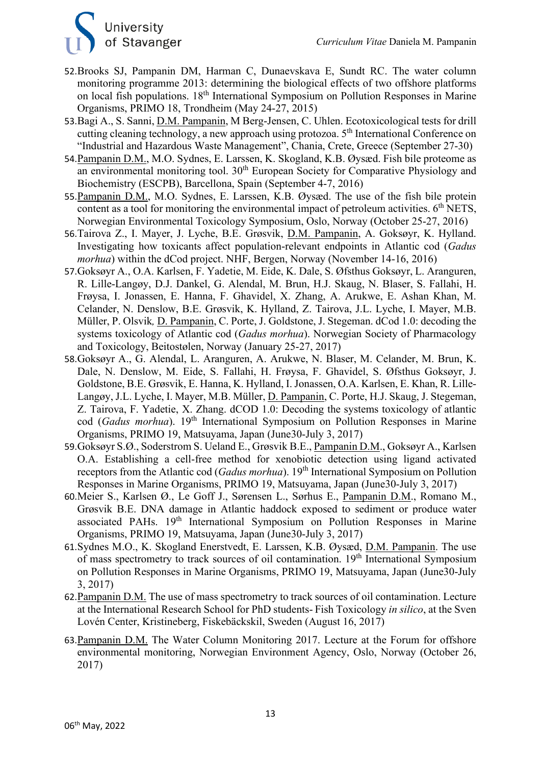52. Brooks SJ, Pampanin DM, Harman C, Dunaevskava E, Sundt RC. The water column monitoring programme 2013: determining the biological effects of two offshore platforms on local fish populations. 18th International Symposium on Pollution Responses in Marine Organisms, PRIMO 18, Trondheim (May 24-27, 2015)
53. Bagi A., S. Sanni, D.M. Pampanin, M Berg-Jensen, C. Uhlen. Ecotoxicological tests for drill cutting cleaning technology, a new approach using protozoa. 5th International Conference on "Industrial and Hazardous Waste Management", Chania, Crete, Greece (September 27-30)
54. Pampanin D.M., M.O. Sydnes, E. Larssen, K. Skogland, K.B. Øysæd. Fish bile proteome as an environmental monitoring tool. 30th European Society for Comparative Physiology and Biochemistry (ESCPB), Barcellona, Spain (September 4-7, 2016)
55. Pampanin D.M., M.O. Sydnes, E. Larssen, K.B. Øysæd. The use of the fish bile protein content as a tool for monitoring the environmental impact of petroleum activities. 6th NETS, Norwegian Environmental Toxicology Symposium, Oslo, Norway (October 25-27, 2016)
56. Tairova Z., I. Mayer, J. Lyche, B.E. Grøsvik, D.M. Pampanin, A. Goksøyr, K. Hylland. Investigating how toxicants affect population-relevant endpoints in Atlantic cod (*Gadus morhua*) within the dCod project. NHF, Bergen, Norway (November 14-16, 2016)
57. Goksøyr A., O.A. Karlsen, F. Yadetie, M. Eide, K. Dale, S. Øfsthus Goksøyr, L. Aranguren, R. Lille-Langøy, D.J. Dankel, G. Alendal, M. Brun, H.J. Skaug, N. Blaser, S. Fallahi, H. Frøysa, I. Jonassen, E. Hanna, F. Ghavidel, X. Zhang, A. Arukwe, E. Ashan Khan, M. Celander, N. Denslow, B.E. Grøsvik, K. Hylland, Z. Tairova, J.L. Lyche, I. Mayer, M.B. Müller, P. Olsvik, D. Pampanin, C. Porte, J. Goldstone, J. Stegeman. dCod 1.0: decoding the systems toxicology of Atlantic cod (*Gadus morhua*). Norwegian Society of Pharmacology and Toxicology, Beitostølen, Norway (January 25-27, 2017)
58. Goksøyr A., G. Alendal, L. Aranguren, A. Arukwe, N. Blaser, M. Celander, M. Brun, K. Dale, N. Denslow, M. Eide, S. Fallahi, H. Frøysa, F. Ghavidel, S. Øfsthus Goksøyr, J. Goldstone, B.E. Grøsvik, E. Hanna, K. Hylland, I. Jonassen, O.A. Karlsen, E. Khan, R. Lille-Langøy, J.L. Lyche, I. Mayer, M.B. Müller, D. Pampanin, C. Porte, H.J. Skaug, J. Stegeman, Z. Tairova, F. Yadetie, X. Zhang. dCOD 1.0: Decoding the systems toxicology of atlantic cod (*Gadus morhua*). 19th International Symposium on Pollution Responses in Marine Organisms, PRIMO 19, Matsuyama, Japan (June30-July 3, 2017)
59. Goksøyr S.Ø., Soderstrom S. Ueland E., Grøsvik B.E., Pampanin D.M., Goksøyr A., Karlsen O.A. Establishing a cell-free method for xenobiotic detection using ligand activated receptors from the Atlantic cod (*Gadus morhua*). 19th International Symposium on Pollution Responses in Marine Organisms, PRIMO 19, Matsuyama, Japan (June30-July 3, 2017)
60. Meier S., Karlsen Ø., Le Goff J., Sørensen L., Sørhus E., Pampanin D.M., Romano M., Grøsvik B.E. DNA damage in Atlantic haddock exposed to sediment or produce water associated PAHs. 19th International Symposium on Pollution Responses in Marine Organisms, PRIMO 19, Matsuyama, Japan (June30-July 3, 2017)
61. Sydnes M.O., K. Skogland Enerstvedt, E. Larssen, K.B. Øysæd, D.M. Pampanin. The use of mass spectrometry to track sources of oil contamination. 19th International Symposium on Pollution Responses in Marine Organisms, PRIMO 19, Matsuyama, Japan (June30-July 3, 2017)
62. Pampanin D.M. The use of mass spectrometry to track sources of oil contamination. Lecture at the International Research School for PhD students- Fish Toxicology *in silico*, at the Sven Lovén Center, Kristineberg, Fiskebäckskil, Sweden (August 16, 2017)
63. Pampanin D.M. The Water Column Monitoring 2017. Lecture at the Forum for offshore environmental monitoring, Norwegian Environment Agency, Oslo, Norway (October 26, 2017)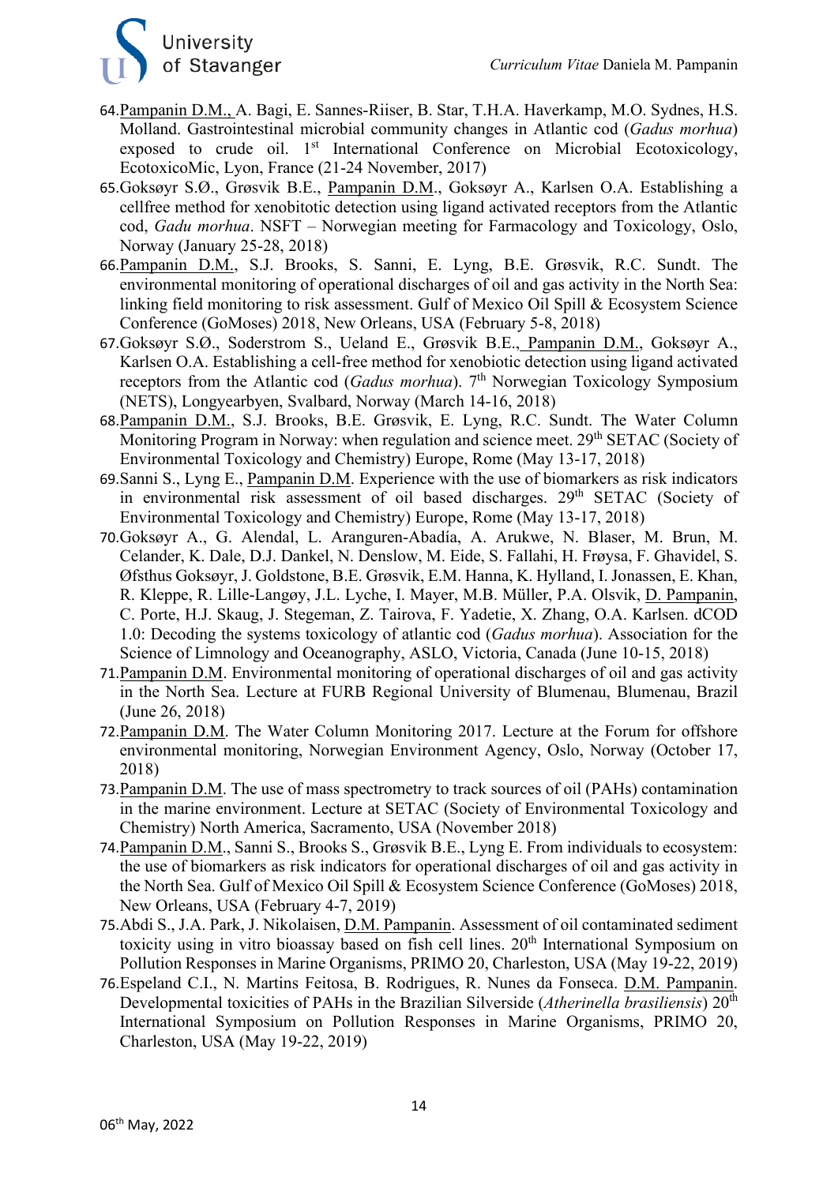64. Pampanin D.M., A. Bagi, E. Sannes-Riiser, B. Star, T.H.A. Haverkamp, M.O. Sydnes, H.S. Molland. Gastrointestinal microbial community changes in Atlantic cod (*Gadus morhua*) exposed to crude oil. 1st International Conference on Microbial Ecotoxicology, EcotoxicoMic, Lyon, France (21-24 November, 2017)
65. Goksøyr S.Ø., Grøsvik B.E., Pampanin D.M., Goksøyr A., Karlsen O.A. Establishing a cellfree method for xenobitotic detection using ligand activated receptors from the Atlantic cod, *Gadu morhua*. NSFT – Norwegian meeting for Farmacology and Toxicology, Oslo, Norway (January 25-28, 2018)
66. Pampanin D.M., S.J. Brooks, S. Sanni, E. Lyng, B.E. Grøsvik, R.C. Sundt. The environmental monitoring of operational discharges of oil and gas activity in the North Sea: linking field monitoring to risk assessment. Gulf of Mexico Oil Spill & Ecosystem Science Conference (GoMoses) 2018, New Orleans, USA (February 5-8, 2018)
67. Goksøyr S.Ø., Soderstrom S., Ueland E., Grøsvik B.E., Pampanin D.M., Goksøyr A., Karlsen O.A. Establishing a cell-free method for xenobiotic detection using ligand activated receptors from the Atlantic cod (*Gadus morhua*). 7th Norwegian Toxicology Symposium (NETS), Longyearbyen, Svalbard, Norway (March 14-16, 2018)
68. Pampanin D.M., S.J. Brooks, B.E. Grøsvik, E. Lyng, R.C. Sundt. The Water Column Monitoring Program in Norway: when regulation and science meet. 29th SETAC (Society of Environmental Toxicology and Chemistry) Europe, Rome (May 13-17, 2018)
69. Sanni S., Lyng E., Pampanin D.M. Experience with the use of biomarkers as risk indicators in environmental risk assessment of oil based discharges. 29th SETAC (Society of Environmental Toxicology and Chemistry) Europe, Rome (May 13-17, 2018)
70. Goksøyr A., G. Alendal, L. Aranguren-Abadía, A. Arukwe, N. Blaser, M. Brun, M. Celander, K. Dale, D.J. Dankel, N. Denslow, M. Eide, S. Fallahi, H. Frøysa, F. Ghavidel, S. Øfsthus Goksøyr, J. Goldstone, B.E. Grøsvik, E.M. Hanna, K. Hylland, I. Jonassen, E. Khan, R. Kleppe, R. Lille-Langøy, J.L. Lyche, I. Mayer, M.B. Müller, P.A. Olsvik, D. Pampanin, C. Porte, H.J. Skaug, J. Stegeman, Z. Tairova, F. Yadetie, X. Zhang, O.A. Karlsen. dCOD 1.0: Decoding the systems toxicology of atlantic cod (*Gadus morhua*). Association for the Science of Limnology and Oceanography, ASLO, Victoria, Canada (June 10-15, 2018)
71. Pampanin D.M. Environmental monitoring of operational discharges of oil and gas activity in the North Sea. Lecture at FURB Regional University of Blumenau, Blumenau, Brazil (June 26, 2018)
72. Pampanin D.M. The Water Column Monitoring 2017. Lecture at the Forum for offshore environmental monitoring, Norwegian Environment Agency, Oslo, Norway (October 17, 2018)
73. Pampanin D.M. The use of mass spectrometry to track sources of oil (PAHs) contamination in the marine environment. Lecture at SETAC (Society of Environmental Toxicology and Chemistry) North America, Sacramento, USA (November 2018)
74. Pampanin D.M., Sanni S., Brooks S., Grøsvik B.E., Lyng E. From individuals to ecosystem: the use of biomarkers as risk indicators for operational discharges of oil and gas activity in the North Sea. Gulf of Mexico Oil Spill & Ecosystem Science Conference (GoMoses) 2018, New Orleans, USA (February 4-7, 2019)
75. Abdi S., J.A. Park, J. Nikolaisen, D.M. Pampanin. Assessment of oil contaminated sediment toxicity using in vitro bioassay based on fish cell lines. 20th International Symposium on Pollution Responses in Marine Organisms, PRIMO 20, Charleston, USA (May 19-22, 2019)
76. Espeland C.I., N. Martins Feitosa, B. Rodrigues, R. Nunes da Fonseca. D.M. Pampanin. Developmental toxicities of PAHs in the Brazilian Silverside (*Atherinella brasiliensis*) 20th International Symposium on Pollution Responses in Marine Organisms, PRIMO 20, Charleston, USA (May 19-22, 2019)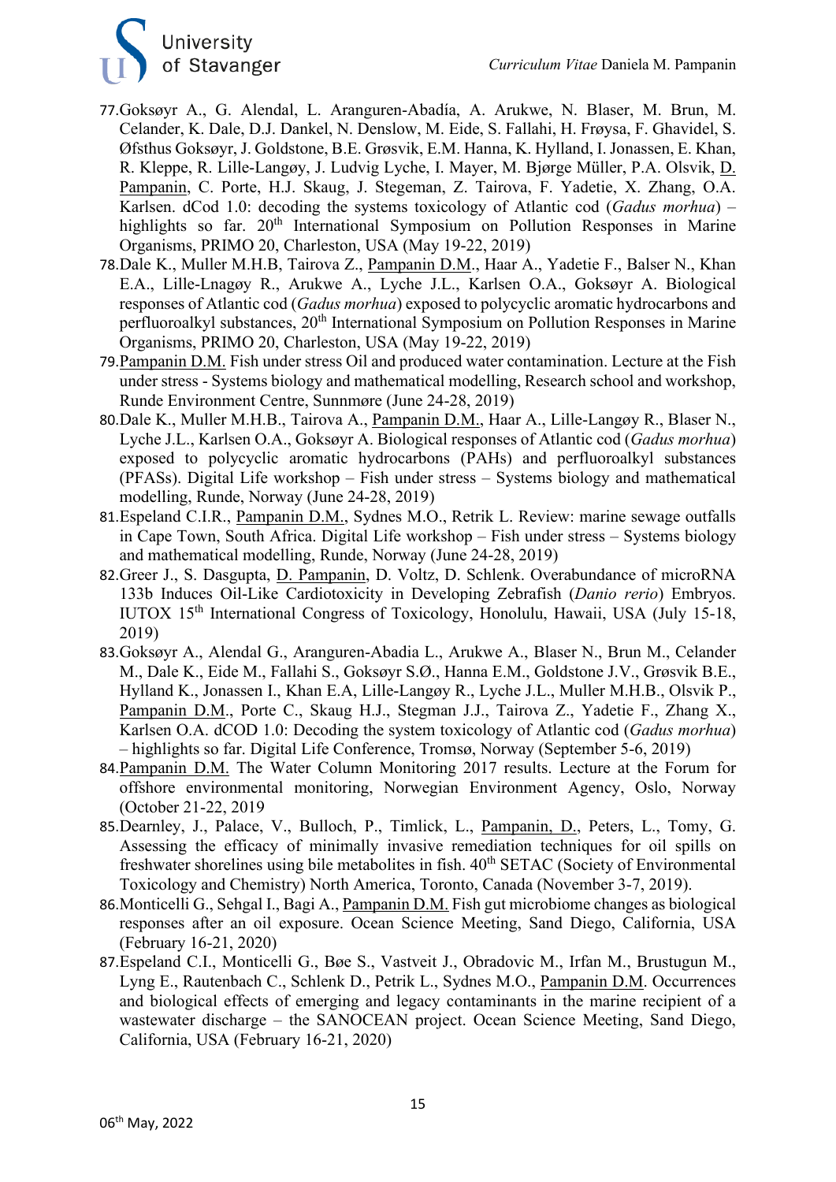77. Goksøyr A., G. Alendal, L. Aranguren-Abadía, A. Arukwe, N. Blaser, M. Brun, M. Celander, K. Dale, D.J. Dankel, N. Denslow, M. Eide, S. Fallahi, H. Frøysa, F. Ghavidel, S. Øfsthus Goksøyr, J. Goldstone, B.E. Grøsvik, E.M. Hanna, K. Hylland, I. Jonassen, E. Khan, R. Kleppe, R. Lille-Langøy, J. Ludvig Lyche, I. Mayer, M. Bjørge Müller, P.A. Olsvik, D. Pampanin, C. Porte, H.J. Skaug, J. Stegeman, Z. Tairova, F. Yadetie, X. Zhang, O.A. Karlsen. dCod 1.0: decoding the systems toxicology of Atlantic cod (*Gadus morhua*) – highlights so far. 20th International Symposium on Pollution Responses in Marine Organisms, PRIMO 20, Charleston, USA (May 19-22, 2019)
78. Dale K., Muller M.H.B, Tairova Z., Pampanin D.M., Haar A., Yadetie F., Balser N., Khan E.A., Lille-Lnagøy R., Arukwe A., Lyche J.L., Karlsen O.A., Goksøyr A. Biological responses of Atlantic cod (*Gadus morhua*) exposed to polycyclic aromatic hydrocarbons and perfluoroalkyl substances, 20th International Symposium on Pollution Responses in Marine Organisms, PRIMO 20, Charleston, USA (May 19-22, 2019)
79. Pampanin D.M. Fish under stress Oil and produced water contamination. Lecture at the Fish under stress - Systems biology and mathematical modelling, Research school and workshop, Runde Environment Centre, Sunnmøre (June 24-28, 2019)
80. Dale K., Muller M.H.B., Tairova A., Pampanin D.M., Haar A., Lille-Langøy R., Blaser N., Lyche J.L., Karlsen O.A., Goksøyr A. Biological responses of Atlantic cod (*Gadus morhua*) exposed to polycyclic aromatic hydrocarbons (PAHs) and perfluoroalkyl substances (PFASs). Digital Life workshop – Fish under stress – Systems biology and mathematical modelling, Runde, Norway (June 24-28, 2019)
81. Espeland C.I.R., Pampanin D.M., Sydnes M.O., Retrik L. Review: marine sewage outfalls in Cape Town, South Africa. Digital Life workshop – Fish under stress – Systems biology and mathematical modelling, Runde, Norway (June 24-28, 2019)
82. Greer J., S. Dasgupta, D. Pampanin, D. Voltz, D. Schlenk. Overabundance of microRNA 133b Induces Oil-Like Cardiotoxicity in Developing Zebrafish (*Danio rerio*) Embryos. IUTOX 15th International Congress of Toxicology, Honolulu, Hawaii, USA (July 15-18, 2019)
83. Goksøyr A., Alendal G., Aranguren-Abadia L., Arukwe A., Blaser N., Brun M., Celander M., Dale K., Eide M., Fallahi S., Goksøyr S.Ø., Hanna E.M., Goldstone J.V., Grøsvik B.E., Hylland K., Jonassen I., Khan E.A, Lille-Langøy R., Lyche J.L., Muller M.H.B., Olsvik P., Pampanin D.M., Porte C., Skaug H.J., Stegman J.J., Tairova Z., Yadetie F., Zhang X., Karlsen O.A. dCOD 1.0: Decoding the system toxicology of Atlantic cod (*Gadus morhua*) – highlights so far. Digital Life Conference, Tromsø, Norway (September 5-6, 2019)
84. Pampanin D.M. The Water Column Monitoring 2017 results. Lecture at the Forum for offshore environmental monitoring, Norwegian Environment Agency, Oslo, Norway (October 21-22, 2019
85. Dearnley, J., Palace, V., Bulloch, P., Timlick, L., Pampanin, D., Peters, L., Tomy, G. Assessing the efficacy of minimally invasive remediation techniques for oil spills on freshwater shorelines using bile metabolites in fish. 40th SETAC (Society of Environmental Toxicology and Chemistry) North America, Toronto, Canada (November 3-7, 2019).
86. Monticelli G., Sehgal I., Bagi A., Pampanin D.M. Fish gut microbiome changes as biological responses after an oil exposure. Ocean Science Meeting, Sand Diego, California, USA (February 16-21, 2020)
87. Espeland C.I., Monticelli G., Bøe S., Vastveit J., Obradovic M., Irfan M., Brustugun M., Lyng E., Rautenbach C., Schlenk D., Petrik L., Sydnes M.O., Pampanin D.M. Occurrences and biological effects of emerging and legacy contaminants in the marine recipient of a wastewater discharge – the SANOCEAN project. Ocean Science Meeting, Sand Diego, California, USA (February 16-21, 2020)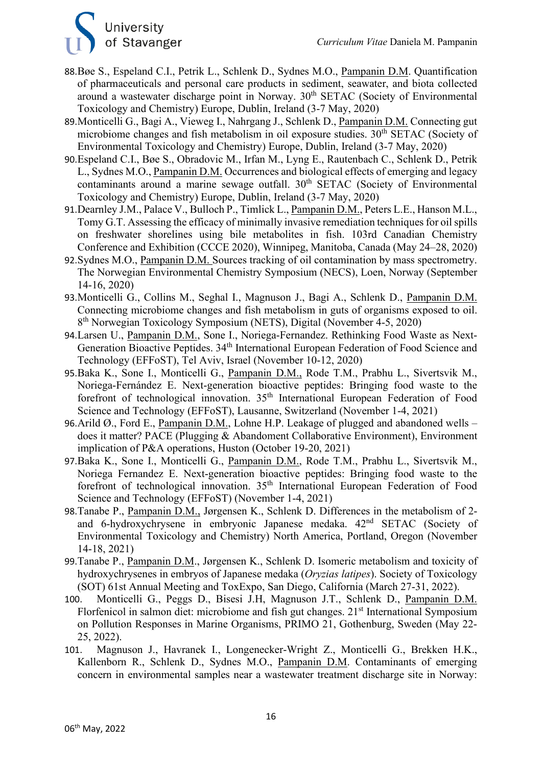88. Bøe S., Espeland C.I., Petrik L., Schlenk D., Sydnes M.O., Pampanin D.M. Quantification of pharmaceuticals and personal care products in sediment, seawater, and biota collected around a wastewater discharge point in Norway. 30th SETAC (Society of Environmental Toxicology and Chemistry) Europe, Dublin, Ireland (3-7 May, 2020)
89. Monticelli G., Bagi A., Vieweg I., Nahrgang J., Schlenk D., Pampanin D.M. Connecting gut microbiome changes and fish metabolism in oil exposure studies. 30th SETAC (Society of Environmental Toxicology and Chemistry) Europe, Dublin, Ireland (3-7 May, 2020)
90. Espeland C.I., Bøe S., Obradovic M., Irfan M., Lyng E., Rautenbach C., Schlenk D., Petrik L., Sydnes M.O., Pampanin D.M. Occurrences and biological effects of emerging and legacy contaminants around a marine sewage outfall. 30th SETAC (Society of Environmental Toxicology and Chemistry) Europe, Dublin, Ireland (3-7 May, 2020)
91. Dearnley J.M., Palace V., Bulloch P., Timlick L., Pampanin D.M., Peters L.E., Hanson M.L., Tomy G.T. Assessing the efficacy of minimally invasive remediation techniques for oil spills on freshwater shorelines using bile metabolites in fish. 103rd Canadian Chemistry Conference and Exhibition (CCCE 2020), Winnipeg, Manitoba, Canada (May 24–28, 2020)
92. Sydnes M.O., Pampanin D.M. Sources tracking of oil contamination by mass spectrometry. The Norwegian Environmental Chemistry Symposium (NECS), Loen, Norway (September 14-16, 2020)
93. Monticelli G., Collins M., Seghal I., Magnuson J., Bagi A., Schlenk D., Pampanin D.M. Connecting microbiome changes and fish metabolism in guts of organisms exposed to oil. 8th Norwegian Toxicology Symposium (NETS), Digital (November 4-5, 2020)
94. Larsen U., Pampanin D.M., Sone I., Noriega-Fernandez. Rethinking Food Waste as Next-Generation Bioactive Peptides. 34th International European Federation of Food Science and Technology (EFFoST), Tel Aviv, Israel (November 10-12, 2020)
95. Baka K., Sone I., Monticelli G., Pampanin D.M., Rode T.M., Prabhu L., Sivertsvik M., Noriega-Fernández E. Next-generation bioactive peptides: Bringing food waste to the forefront of technological innovation. 35th International European Federation of Food Science and Technology (EFFoST), Lausanne, Switzerland (November 1-4, 2021)
96. Arild Ø., Ford E., Pampanin D.M., Lohne H.P. Leakage of plugged and abandoned wells – does it matter? PACE (Plugging & Abandoment Collaborative Environment), Environment implication of P&A operations, Huston (October 19-20, 2021)
97. Baka K., Sone I., Monticelli G., Pampanin D.M., Rode T.M., Prabhu L., Sivertsvik M., Noriega Fernandez E. Next-generation bioactive peptides: Bringing food waste to the forefront of technological innovation. 35th International European Federation of Food Science and Technology (EFFoST) (November 1-4, 2021)
98. Tanabe P., Pampanin D.M., Jørgensen K., Schlenk D. Differences in the metabolism of 2- and 6-hydroxychrysene in embryonic Japanese medaka. 42nd SETAC (Society of Environmental Toxicology and Chemistry) North America, Portland, Oregon (November 14-18, 2021)
99. Tanabe P., Pampanin D.M., Jørgensen K., Schlenk D. Isomeric metabolism and toxicity of hydroxychrysenes in embryos of Japanese medaka (*Oryzias latipes*). Society of Toxicology (SOT) 61st Annual Meeting and ToxExpo, San Diego, California (March 27-31, 2022).
100. Monticelli G., Peggs D., Bisesi J.H, Magnuson J.T., Schlenk D., Pampanin D.M. Florfenicol in salmon diet: microbiome and fish gut changes. 21st International Symposium on Pollution Responses in Marine Organisms, PRIMO 21, Gothenburg, Sweden (May 22-25, 2022).
101. Magnuson J., Havranek I., Longenecker-Wright Z., Monticelli G., Brekken H.K., Kallenborn R., Schlenk D., Sydnes M.O., Pampanin D.M. Contaminants of emerging concern in environmental samples near a wastewater treatment discharge site in Norway: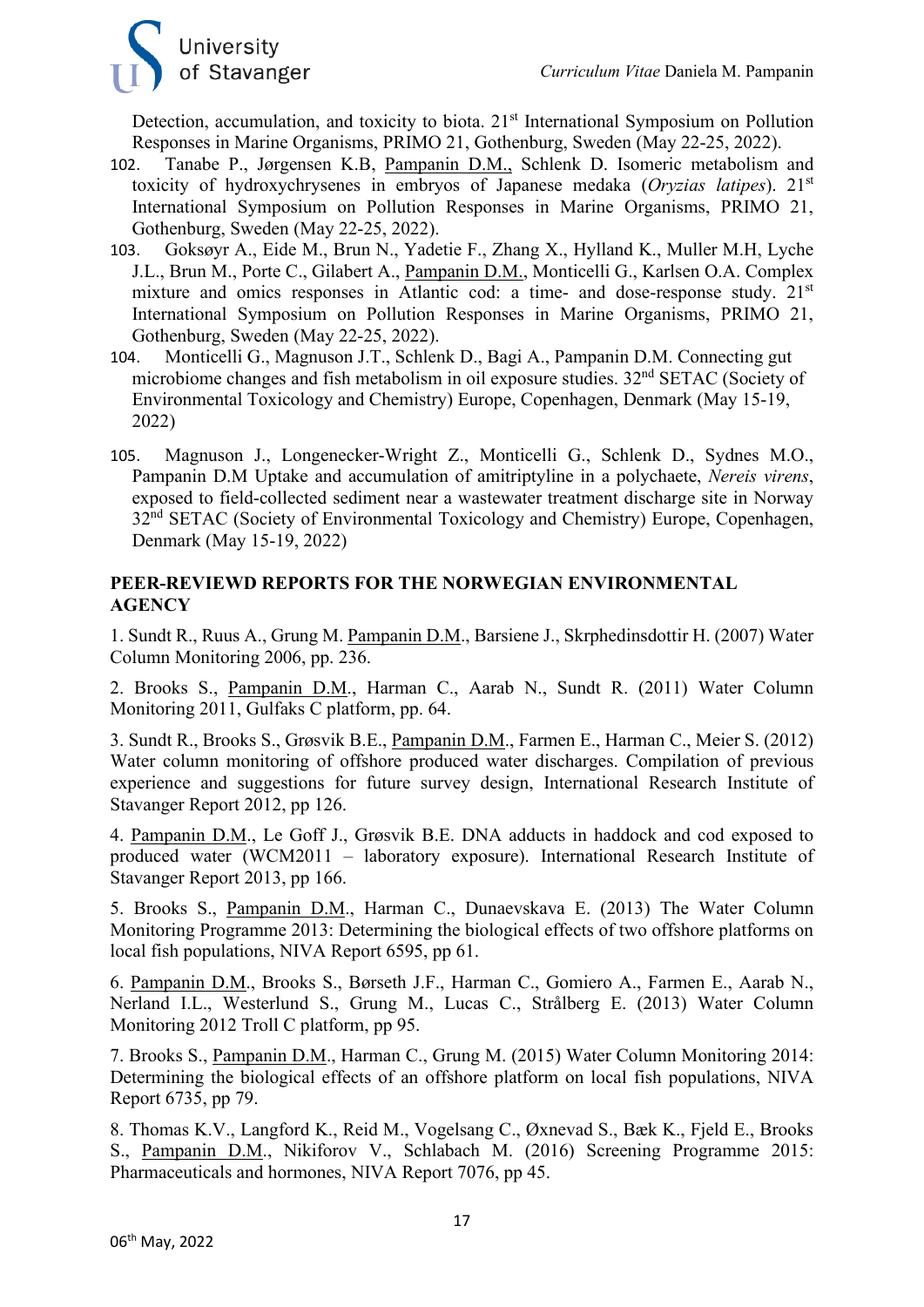Detection, accumulation, and toxicity to biota. 21st International Symposium on Pollution Responses in Marine Organisms, PRIMO 21, Gothenburg, Sweden (May 22-25, 2022).

102. Tanabe P., Jørgensen K.B, Pampanin D.M., Schlenk D. Isomeric metabolism and toxicity of hydroxychrysenes in embryos of Japanese medaka (*Oryzias latipes*). 21st International Symposium on Pollution Responses in Marine Organisms, PRIMO 21, Gothenburg, Sweden (May 22-25, 2022).

103. Goksøyr A., Eide M., Brun N., Yadetie F., Zhang X., Hylland K., Muller M.H, Lyche J.L., Brun M., Porte C., Gilabert A., Pampanin D.M., Monticelli G., Karlsen O.A. Complex mixture and omics responses in Atlantic cod: a time- and dose-response study. 21st International Symposium on Pollution Responses in Marine Organisms, PRIMO 21, Gothenburg, Sweden (May 22-25, 2022).

104. Monticelli G., Magnuson J.T., Schlenk D., Bagi A., Pampanin D.M. Connecting gut microbiome changes and fish metabolism in oil exposure studies. 32nd SETAC (Society of Environmental Toxicology and Chemistry) Europe, Copenhagen, Denmark (May 15-19, 2022)

105. Magnuson J., Longenecker-Wright Z., Monticelli G., Schlenk D., Sydnes M.O., Pampanin D.M Uptake and accumulation of amitriptyline in a polychaete, *Nereis virens*, exposed to field-collected sediment near a wastewater treatment discharge site in Norway 32nd SETAC (Society of Environmental Toxicology and Chemistry) Europe, Copenhagen, Denmark (May 15-19, 2022)

**PEER-REVIEWD REPORTS FOR THE NORWEGIAN ENVIRONMENTAL AGENCY**

1. Sundt R., Ruus A., Grung M. Pampanin D.M., Barsiene J., Skrphedinsdottir H. (2007) Water Column Monitoring 2006, pp. 236.

2. Brooks S., Pampanin D.M., Harman C., Aarab N., Sundt R. (2011) Water Column Monitoring 2011, Gulfaks C platform, pp. 64.

3. Sundt R., Brooks S., Grøsvik B.E., Pampanin D.M., Farmen E., Harman C., Meier S. (2012) Water column monitoring of offshore produced water discharges. Compilation of previous experience and suggestions for future survey design, International Research Institute of Stavanger Report 2012, pp 126.

4. Pampanin D.M., Le Goff J., Grøsvik B.E. DNA adducts in haddock and cod exposed to produced water (WCM2011 – laboratory exposure). International Research Institute of Stavanger Report 2013, pp 166.

5. Brooks S., Pampanin D.M., Harman C., Dunaevskava E. (2013) The Water Column Monitoring Programme 2013: Determining the biological effects of two offshore platforms on local fish populations, NIVA Report 6595, pp 61.

6. Pampanin D.M., Brooks S., Børseth J.F., Harman C., Gomiero A., Farmen E., Aarab N., Nerland I.L., Westerlund S., Grung M., Lucas C., Strålberg E. (2013) Water Column Monitoring 2012 Troll C platform, pp 95.

7. Brooks S., Pampanin D.M., Harman C., Grung M. (2015) Water Column Monitoring 2014: Determining the biological effects of an offshore platform on local fish populations, NIVA Report 6735, pp 79.

8. Thomas K.V., Langford K., Reid M., Vogelsang C., Øxnevad S., Bæk K., Fjeld E., Brooks S., Pampanin D.M., Nikiforov V., Schlabach M. (2016) Screening Programme 2015: Pharmaceuticals and hormones, NIVA Report 7076, pp 45.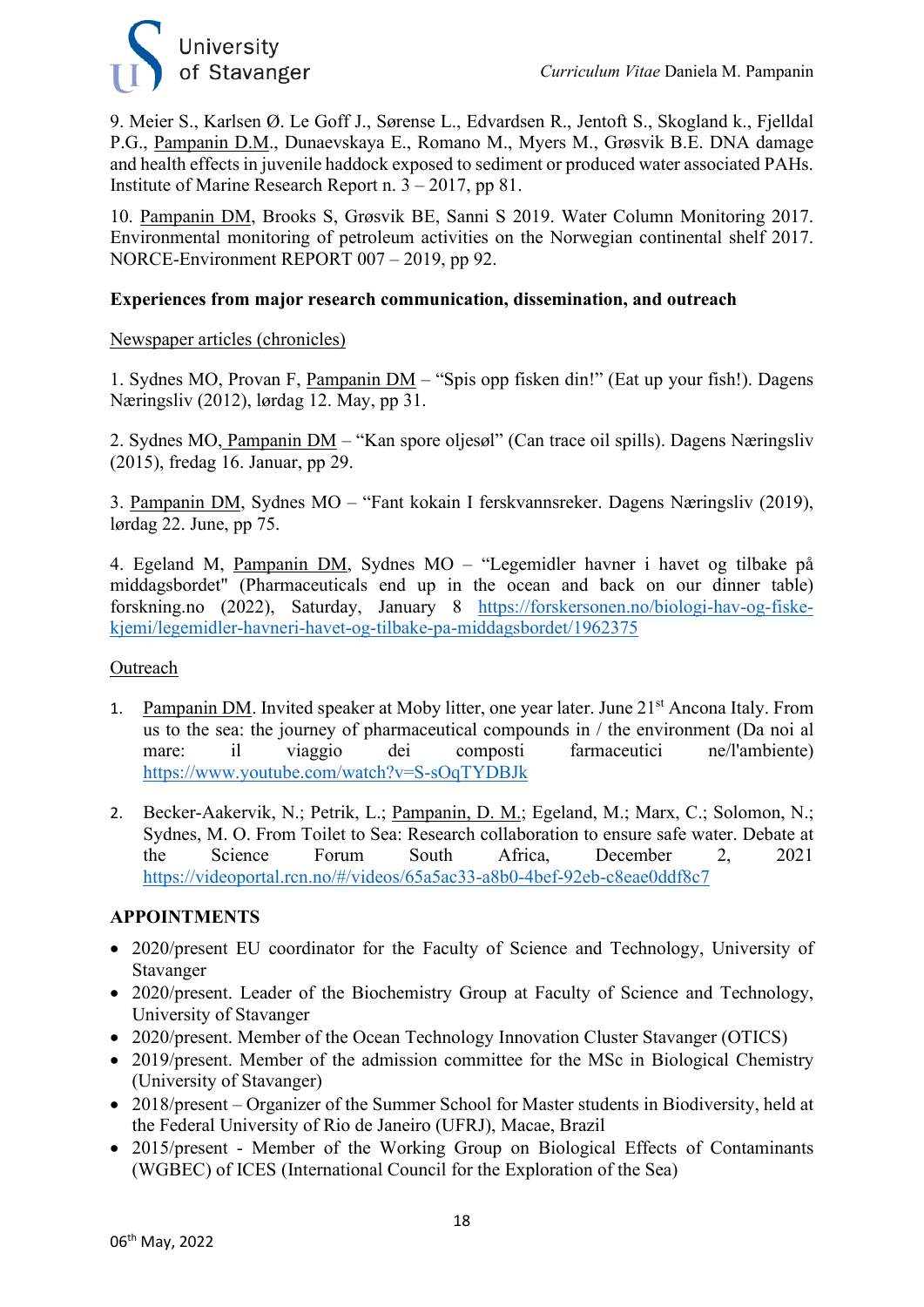9. Meier S., Karlsen Ø. Le Goff J., Sørense L., Edvardsen R., Jentoft S., Skogland k., Fjelldal P.G., Pampanin D.M., Dunaevskaya E., Romano M., Myers M., Grøsvik B.E. DNA damage and health effects in juvenile haddock exposed to sediment or produced water associated PAHs. Institute of Marine Research Report n. 3 – 2017, pp 81.

10. Pampanin DM, Brooks S, Grøsvik BE, Sanni S 2019. Water Column Monitoring 2017. Environmental monitoring of petroleum activities on the Norwegian continental shelf 2017. NORCE-Environment REPORT 007 – 2019, pp 92.

**Experiences from major research communication, dissemination, and outreach**

Newspaper articles (chronicles)

1. Sydnes MO, Provan F, Pampanin DM – "Spis opp fisken din!" (Eat up your fish!). Dagens Næringsliv (2012), lørdag 12. May, pp 31.

2. Sydnes MO, Pampanin DM – "Kan spore oljesøl" (Can trace oil spills). Dagens Næringsliv (2015), fredag 16. Januar, pp 29.

3. Pampanin DM, Sydnes MO – "Fant kokain I ferskvannsreker. Dagens Næringsliv (2019), lørdag 22. June, pp 75.

4. Egeland M, Pampanin DM, Sydnes MO – "Legemidler havner i havet og tilbake på middagsbordet" (Pharmaceuticals end up in the ocean and back on our dinner table) forskning.no (2022), Saturday, January 8 https://forskersonen.no/biologi-hav-og-fiske-kjemi/legemidler-havneri-havet-og-tilbake-pa-middagsbordet/1962375

Outreach

1. Pampanin DM. Invited speaker at Moby litter, one year later. June 21st Ancona Italy. From us to the sea: the journey of pharmaceutical compounds in / the environment (Da noi al mare: il viaggio dei composti farmaceutici ne/l'ambiente) https://www.youtube.com/watch?v=S-sOqTYDBJk

2. Becker-Aakervik, N.; Petrik, L.; Pampanin, D. M.; Egeland, M.; Marx, C.; Solomon, N.; Sydnes, M. O. From Toilet to Sea: Research collaboration to ensure safe water. Debate at the Science Forum South Africa, December 2, 2021 https://videoportal.rcn.no/#/videos/65a5ac33-a8b0-4bef-92eb-c8eae0ddf8c7

**APPOINTMENTS**

- 2020/present EU coordinator for the Faculty of Science and Technology, University of Stavanger
- 2020/present. Leader of the Biochemistry Group at Faculty of Science and Technology, University of Stavanger
- 2020/present. Member of the Ocean Technology Innovation Cluster Stavanger (OTICS)
- 2019/present. Member of the admission committee for the MSc in Biological Chemistry (University of Stavanger)
- 2018/present – Organizer of the Summer School for Master students in Biodiversity, held at the Federal University of Rio de Janeiro (UFRJ), Macae, Brazil
- 2015/present - Member of the Working Group on Biological Effects of Contaminants (WGBEC) of ICES (International Council for the Exploration of the Sea)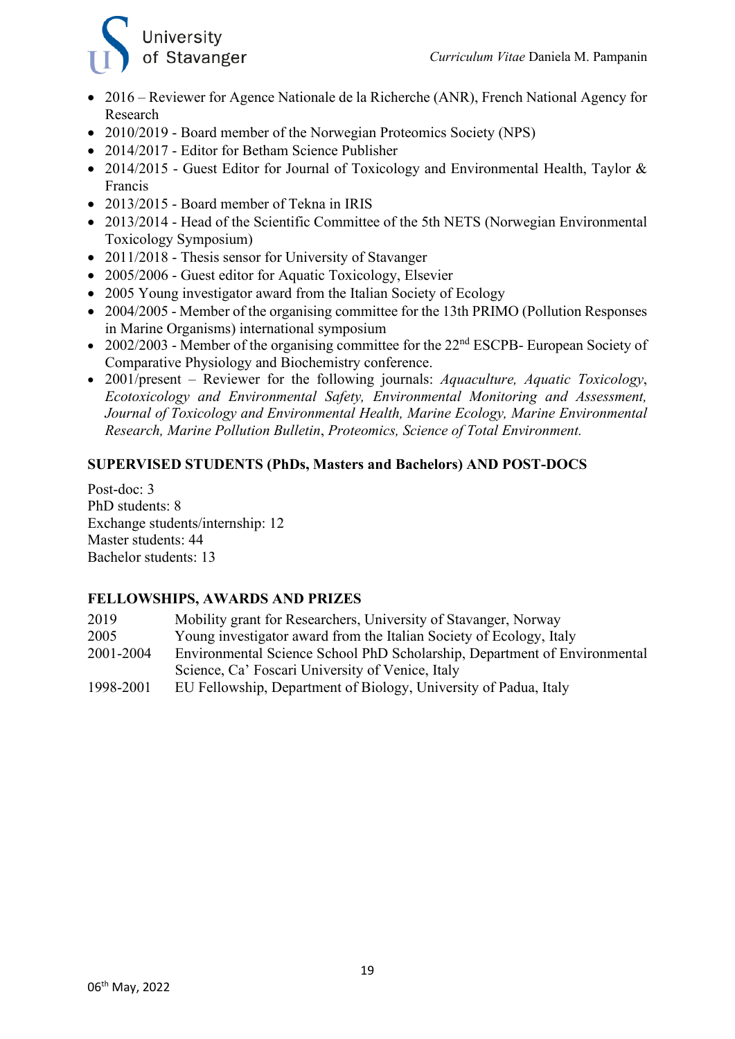- 2016 – Reviewer for Agence Nationale de la Richerche (ANR), French National Agency for Research
- 2010/2019 - Board member of the Norwegian Proteomics Society (NPS)
- 2014/2017 - Editor for Betham Science Publisher
- 2014/2015 - Guest Editor for Journal of Toxicology and Environmental Health, Taylor & Francis
- 2013/2015 - Board member of Tekna in IRIS
- 2013/2014 - Head of the Scientific Committee of the 5th NETS (Norwegian Environmental Toxicology Symposium)
- 2011/2018 - Thesis sensor for University of Stavanger
- 2005/2006 - Guest editor for Aquatic Toxicology, Elsevier
- 2005 Young investigator award from the Italian Society of Ecology
- 2004/2005 - Member of the organising committee for the 13th PRIMO (Pollution Responses in Marine Organisms) international symposium
- 2002/2003 - Member of the organising committee for the 22nd ESCPB- European Society of Comparative Physiology and Biochemistry conference.
- 2001/present – Reviewer for the following journals: *Aquaculture, Aquatic Toxicology*, *Ecotoxicology and Environmental Safety, Environmental Monitoring and Assessment, Journal of Toxicology and Environmental Health, Marine Ecology, Marine Environmental Research, Marine Pollution Bulletin*, *Proteomics, Science of Total Environment.*

## SUPERVISED STUDENTS (PhDs, Masters and Bachelors) AND POST-DOCS

Post-doc: 3
PhD students: 8
Exchange students/internship: 12
Master students: 44
Bachelor students: 13

## FELLOWSHIPS, AWARDS AND PRIZES

| | |
|---|---|
| 2019 | Mobility grant for Researchers, University of Stavanger, Norway |
| 2005 | Young investigator award from the Italian Society of Ecology, Italy |
| 2001-2004 | Environmental Science School PhD Scholarship, Department of Environmental Science, Ca' Foscari University of Venice, Italy |
| 1998-2001 | EU Fellowship, Department of Biology, University of Padua, Italy |